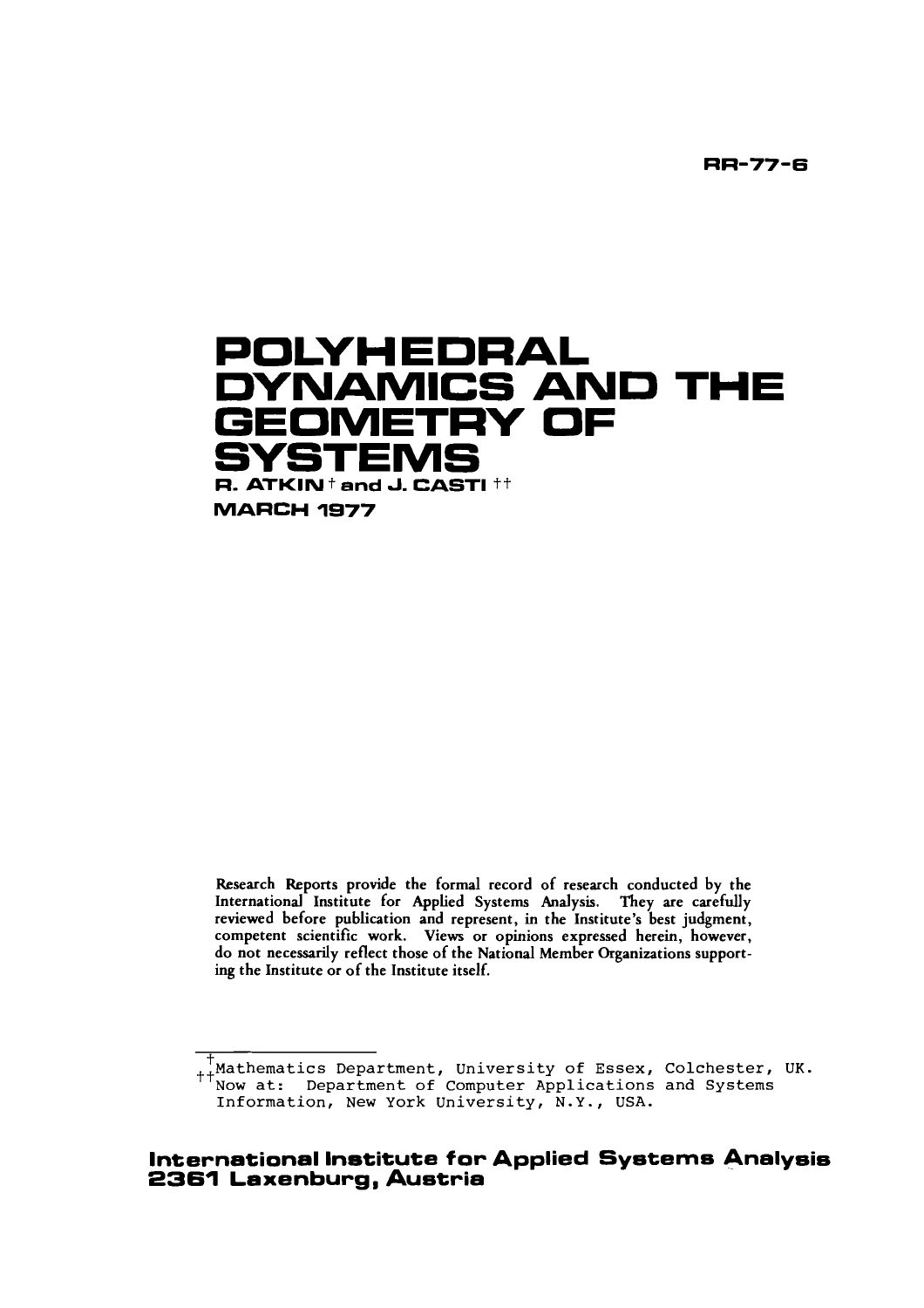RR-77-6

# POLYHEDRAL DYNAMICS AND THE GEOMETRY OF SYSTEMS

**R. ATKIN [†] and J. CASTI [††]**

**MARCH 1977**

Research Reports provide the formal record of research conducted by the International Institute for Applied Systems Analysis. They are carefully reviewed before publication and represent, in the Institute's best judgment, competent scientific work. Views or opinions expressed herein, however, do not necessarily reflect those of the National Member Organizations supporting the Institute or of the Institute itself.

---

[†] Mathematics Department, University of Essex, Colchester, UK.

[††] Now at: Department of Computer Applications and Systems Information, New York University, N.Y., USA.

**International Institute for Applied Systems Analysis**
**2361 Laxenburg, Austria**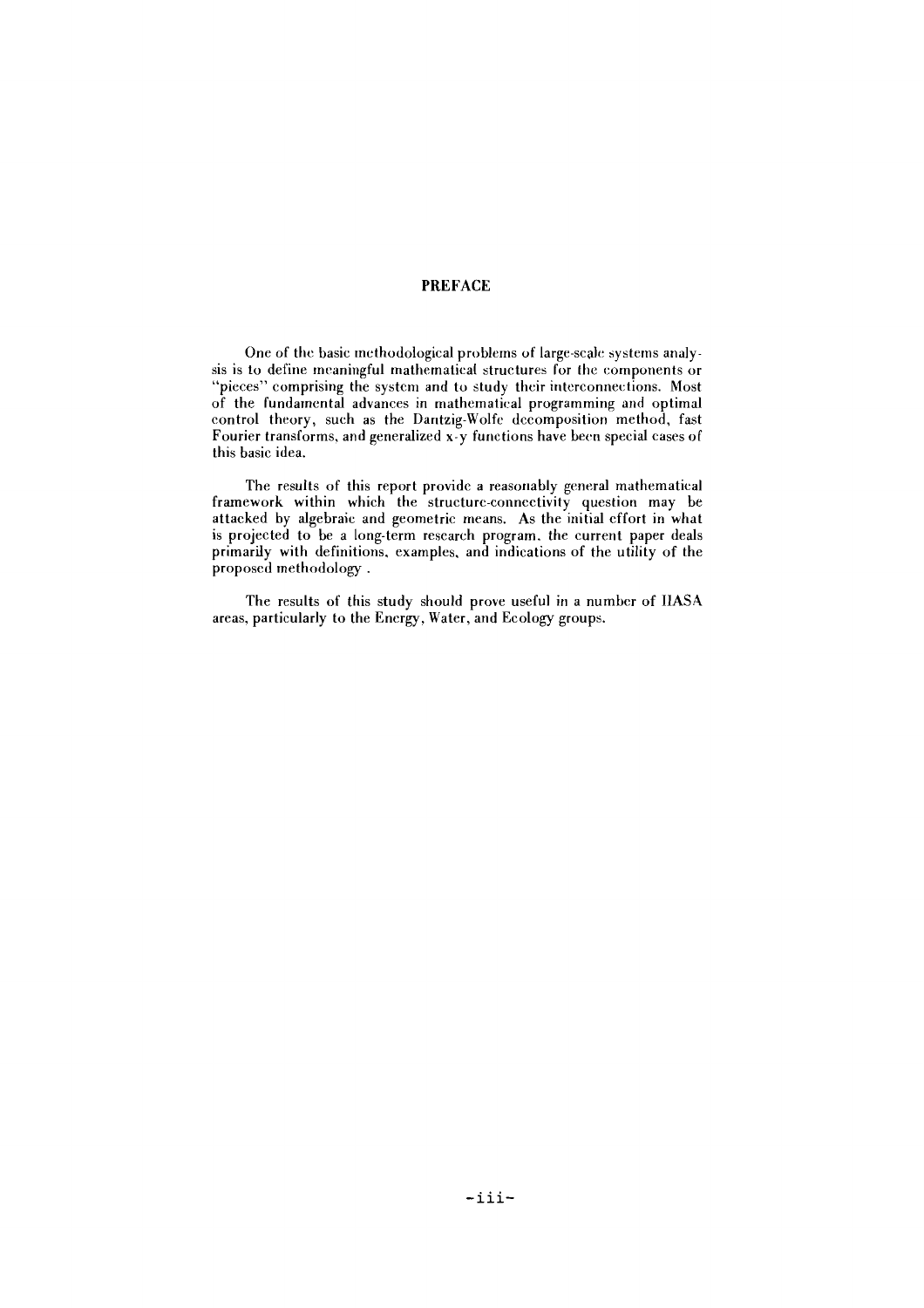## PREFACE

One of the basic methodological problems of large-scale systems analysis is to define meaningful mathematical structures for the components or "pieces" comprising the system and to study their interconnections. Most of the fundamental advances in mathematical programming and optimal control theory, such as the Dantzig-Wolfe decomposition method, fast Fourier transforms, and generalized x-y functions have been special cases of this basic idea.

The results of this report provide a reasonably general mathematical framework within which the structure-connectivity question may be attacked by algebraic and geometric means. As the initial effort in what is projected to be a long-term research program, the current paper deals primarily with definitions, examples, and indications of the utility of the proposed methodology.

The results of this study should prove useful in a number of IIASA areas, particularly to the Energy, Water, and Ecology groups.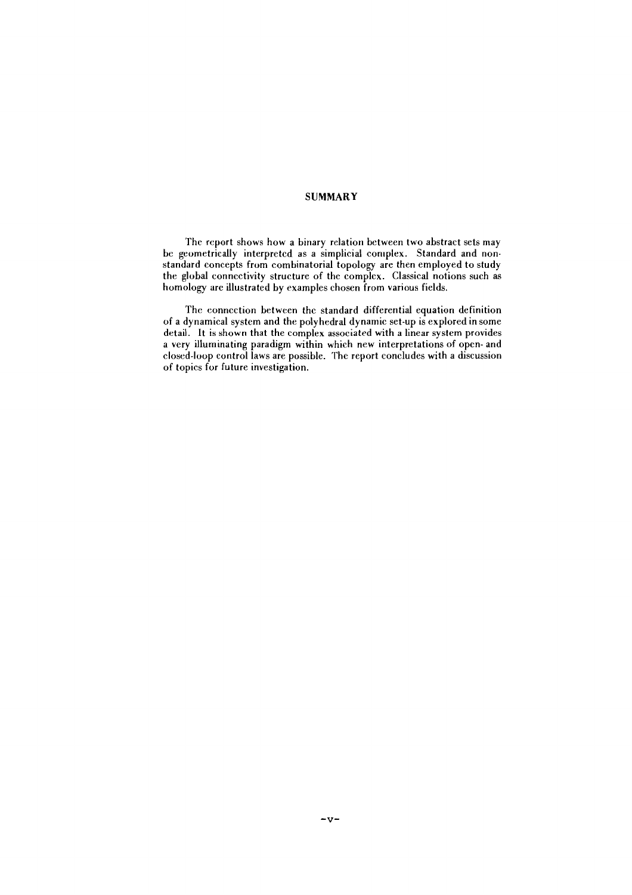# SUMMARY

The report shows how a binary relation between two abstract sets may be geometrically interpreted as a simplicial complex. Standard and non-standard concepts from combinatorial topology are then employed to study the global connectivity structure of the complex. Classical notions such as homology are illustrated by examples chosen from various fields.

The connection between the standard differential equation definition of a dynamical system and the polyhedral dynamic set-up is explored in some detail. It is shown that the complex associated with a linear system provides a very illuminating paradigm within which new interpretations of open- and closed-loop control laws are possible. The report concludes with a discussion of topics for future investigation.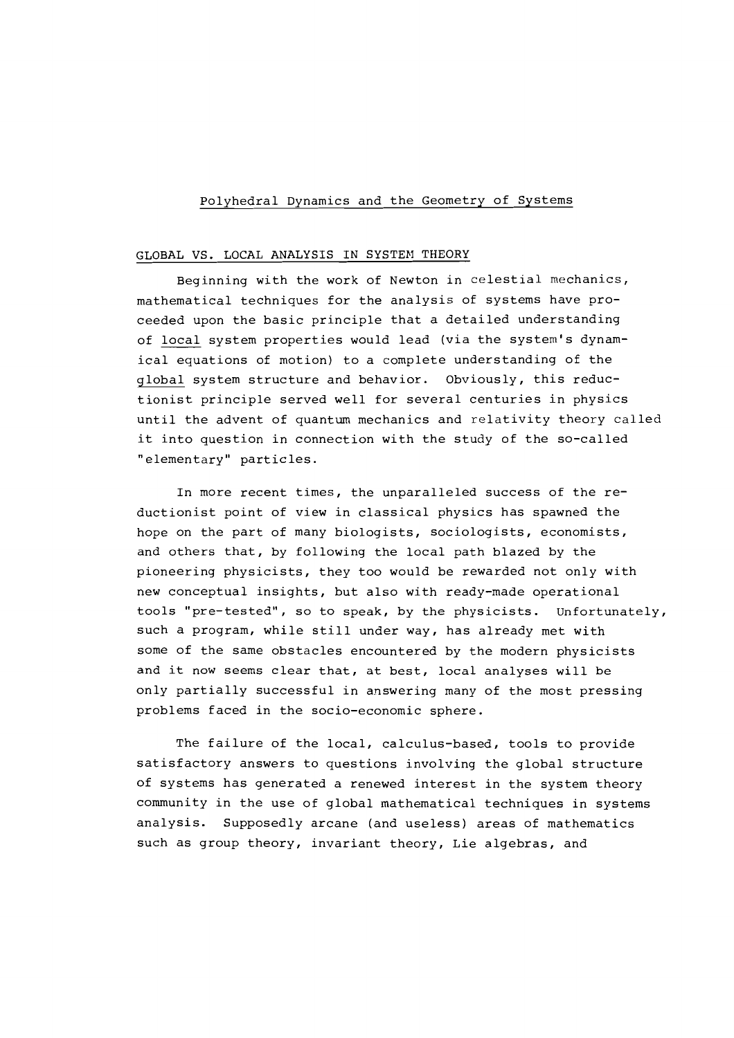# Polyhedral Dynamics and the Geometry of Systems

## GLOBAL VS. LOCAL ANALYSIS IN SYSTEM THEORY

Beginning with the work of Newton in celestial mechanics, mathematical techniques for the analysis of systems have proceeded upon the basic principle that a detailed understanding of <u>local</u> system properties would lead (via the system's dynamical equations of motion) to a complete understanding of the <u>global</u> system structure and behavior. Obviously, this reductionist principle served well for several centuries in physics until the advent of quantum mechanics and relativity theory called it into question in connection with the study of the so-called "elementary" particles.

In more recent times, the unparalleled success of the reductionist point of view in classical physics has spawned the hope on the part of many biologists, sociologists, economists, and others that, by following the local path blazed by the pioneering physicists, they too would be rewarded not only with new conceptual insights, but also with ready-made operational tools "pre-tested", so to speak, by the physicists. Unfortunately, such a program, while still under way, has already met with some of the same obstacles encountered by the modern physicists and it now seems clear that, at best, local analyses will be only partially successful in answering many of the most pressing problems faced in the socio-economic sphere.

The failure of the local, calculus-based, tools to provide satisfactory answers to questions involving the global structure of systems has generated a renewed interest in the system theory community in the use of global mathematical techniques in systems analysis. Supposedly arcane (and useless) areas of mathematics such as group theory, invariant theory, Lie algebras, and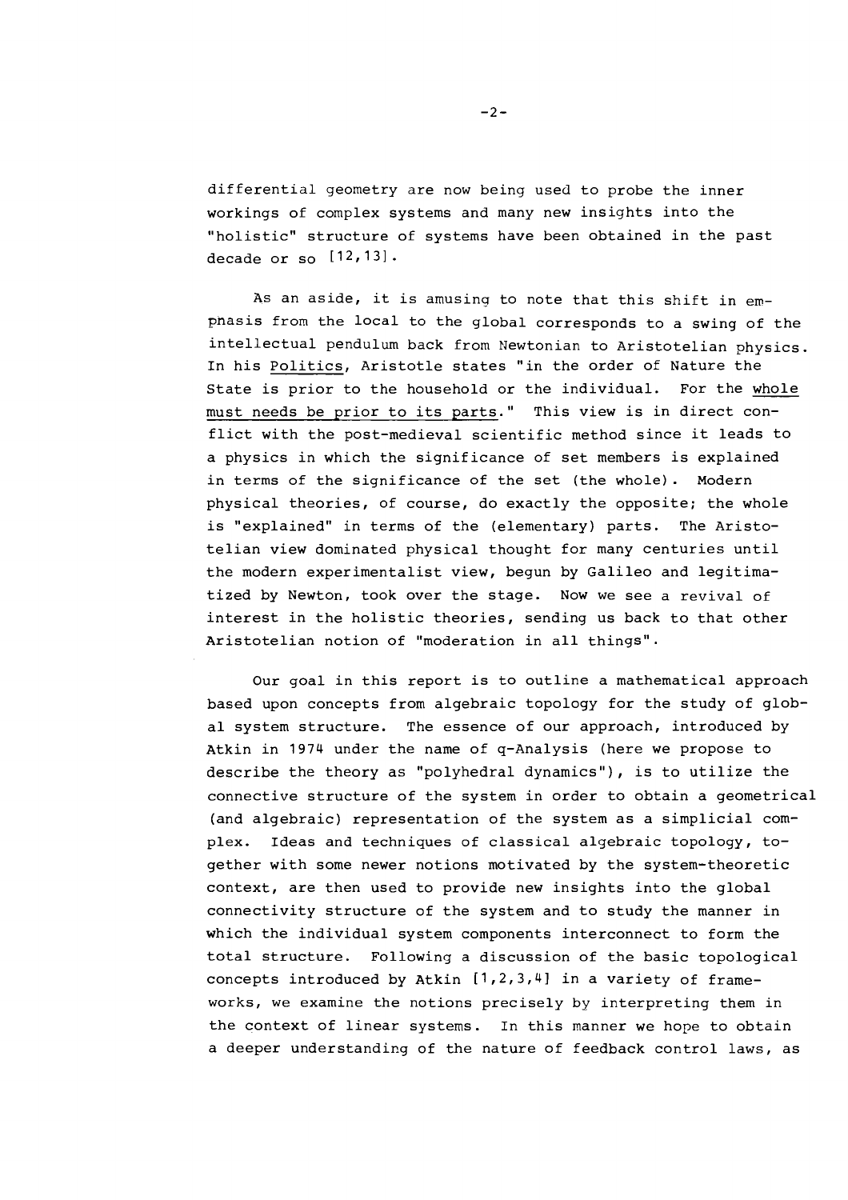differential geometry are now being used to probe the inner workings of complex systems and many new insights into the "holistic" structure of systems have been obtained in the past decade or so [12,13].

As an aside, it is amusing to note that this shift in emphasis from the local to the global corresponds to a swing of the intellectual pendulum back from Newtonian to Aristotelian physics. In his <u>Politics</u>, Aristotle states "in the order of Nature the State is prior to the household or the individual. For the <u>whole must needs be prior to its parts</u>." This view is in direct conflict with the post-medieval scientific method since it leads to a physics in which the significance of set members is explained in terms of the significance of the set (the whole). Modern physical theories, of course, do exactly the opposite; the whole is "explained" in terms of the (elementary) parts. The Aristotelian view dominated physical thought for many centuries until the modern experimentalist view, begun by Galileo and legitimatized by Newton, took over the stage. Now we see a revival of interest in the holistic theories, sending us back to that other Aristotelian notion of "moderation in all things".

Our goal in this report is to outline a mathematical approach based upon concepts from algebraic topology for the study of global system structure. The essence of our approach, introduced by Atkin in 1974 under the name of q-Analysis (here we propose to describe the theory as "polyhedral dynamics"), is to utilize the connective structure of the system in order to obtain a geometrical (and algebraic) representation of the system as a simplicial complex. Ideas and techniques of classical algebraic topology, together with some newer notions motivated by the system-theoretic context, are then used to provide new insights into the global connectivity structure of the system and to study the manner in which the individual system components interconnect to form the total structure. Following a discussion of the basic topological concepts introduced by Atkin [1,2,3,4] in a variety of frameworks, we examine the notions precisely by interpreting them in the context of linear systems. In this manner we hope to obtain a deeper understanding of the nature of feedback control laws, as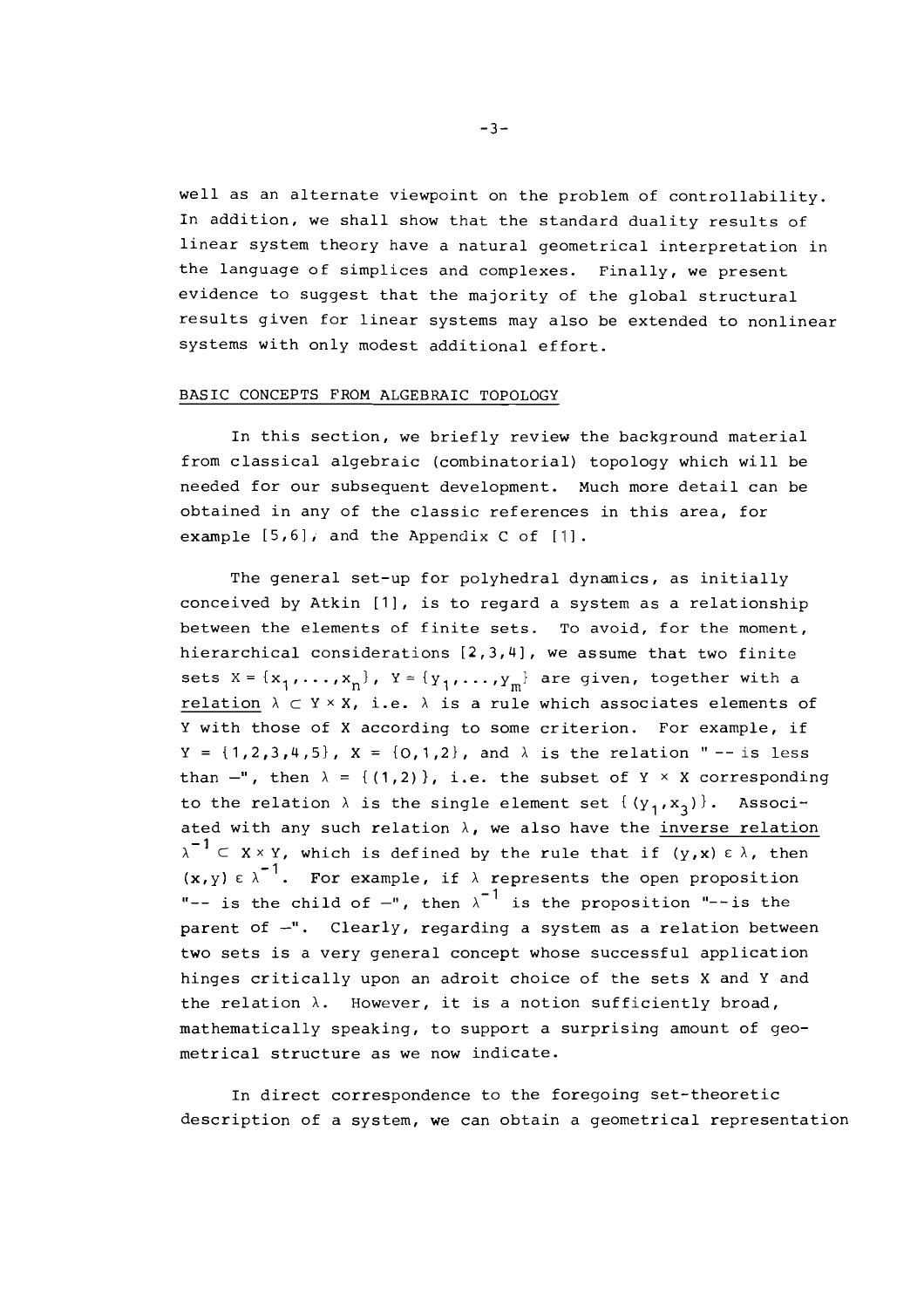well as an alternate viewpoint on the problem of controllability. In addition, we shall show that the standard duality results of linear system theory have a natural geometrical interpretation in the language of simplices and complexes. Finally, we present evidence to suggest that the majority of the global structural results given for linear systems may also be extended to nonlinear systems with only modest additional effort.

## BASIC CONCEPTS FROM ALGEBRAIC TOPOLOGY

In this section, we briefly review the background material from classical algebraic (combinatorial) topology which will be needed for our subsequent development. Much more detail can be obtained in any of the classic references in this area, for example [5,6], and the Appendix C of [1].

The general set-up for polyhedral dynamics, as initially conceived by Atkin [1], is to regard a system as a relationship between the elements of finite sets. To avoid, for the moment, hierarchical considerations [2,3,4], we assume that two finite sets $X = \{x_1,\ldots,x_n\}$, $Y = \{y_1,\ldots,y_m\}$ are given, together with a <u>relation</u> $\lambda \subset Y \times X$, i.e. $\lambda$ is a rule which associates elements of Y with those of X according to some criterion. For example, if $Y = \{1,2,3,4,5\}$, $X = \{0,1,2\}$, and $\lambda$ is the relation "-- is less than --", then $\lambda = \{(1,2)\}$, i.e. the subset of $Y \times X$ corresponding to the relation $\lambda$ is the single element set $\{(y_1,x_3)\}$. Associated with any such relation $\lambda$, we also have the <u>inverse relation</u> $\lambda^{-1} \subset X \times Y$, which is defined by the rule that if $(y,x) \in \lambda$, then $(x,y) \in \lambda^{-1}$. For example, if $\lambda$ represents the open proposition "-- is the child of --", then $\lambda^{-1}$ is the proposition "-- is the parent of --". Clearly, regarding a system as a relation between two sets is a very general concept whose successful application hinges critically upon an adroit choice of the sets X and Y and the relation $\lambda$. However, it is a notion sufficiently broad, mathematically speaking, to support a surprising amount of geometrical structure as we now indicate.

In direct correspondence to the foregoing set-theoretic description of a system, we can obtain a geometrical representation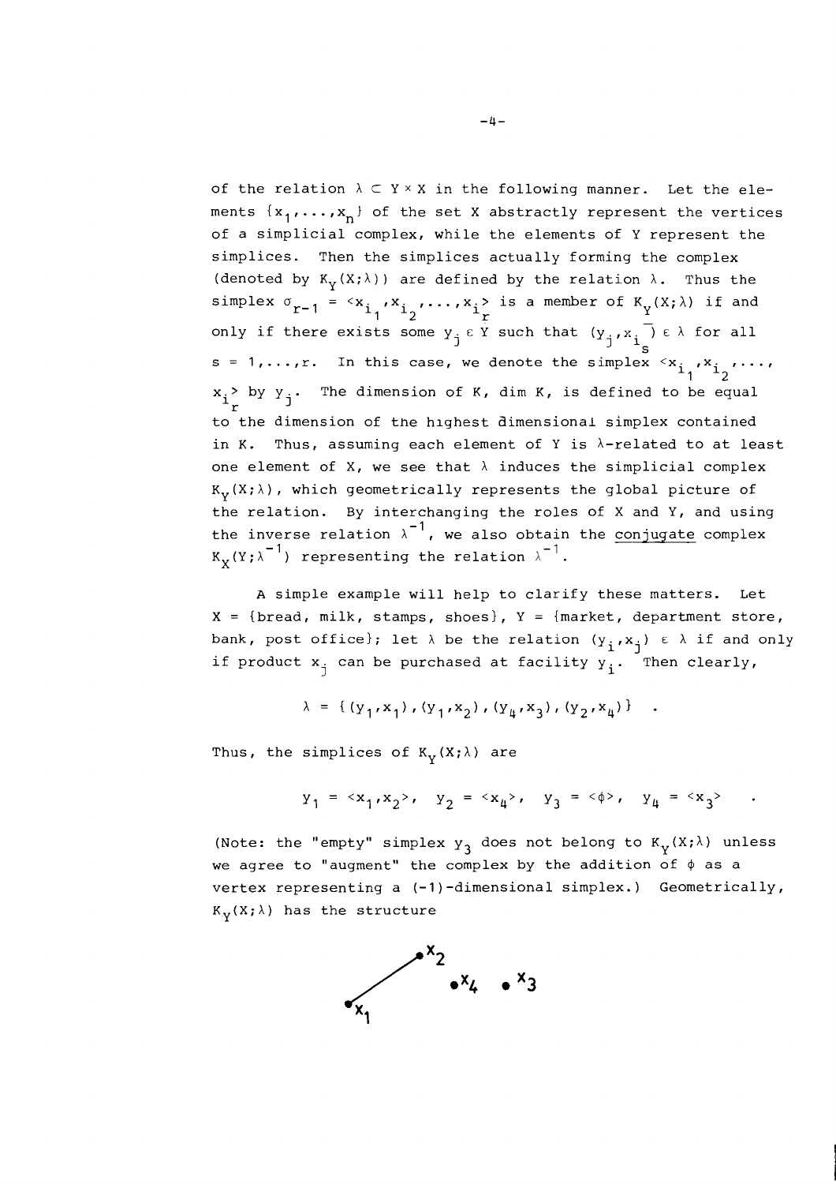of the relation $\lambda \subset Y \times X$ in the following manner. Let the elements $\{x_1, \ldots, x_n\}$ of the set X abstractly represent the vertices of a simplicial complex, while the elements of Y represent the simplices. Then the simplices actually forming the complex (denoted by $K_Y(X;\lambda)$) are defined by the relation $\lambda$. Thus the simplex $\sigma_{r-1} = \langle x_{i_1}, x_{i_2}, \ldots, x_{i_r} \rangle$ is a member of $K_Y(X;\lambda)$ if and only if there exists some $y_j \in Y$ such that $(y_j, x_{i_s}) \in \lambda$ for all $s = 1, \ldots, r$. In this case, we denote the simplex $\langle x_{i_1}, x_{i_2}, \ldots, x_{i_r} \rangle$ by $y_j$. The dimension of K, dim K, is defined to be equal to the dimension of the highest dimensional simplex contained in K. Thus, assuming each element of Y is $\lambda$-related to at least one element of X, we see that $\lambda$ induces the simplicial complex $K_Y(X;\lambda)$, which geometrically represents the global picture of the relation. By interchanging the roles of X and Y, and using the inverse relation $\lambda^{-1}$, we also obtain the <u>conjugate</u> complex $K_X(Y;\lambda^{-1})$ representing the relation $\lambda^{-1}$.

A simple example will help to clarify these matters. Let X = {bread, milk, stamps, shoes}, Y = {market, department store, bank, post office}; let $\lambda$ be the relation $(y_i, x_j) \in \lambda$ if and only if product $x_j$ can be purchased at facility $y_i$. Then clearly,

$$\lambda = \{(y_1,x_1), (y_1,x_2), (y_4,x_3), (y_2,x_4)\} \quad .$$

Thus, the simplices of $K_Y(X;\lambda)$ are

$$y_1 = \langle x_1, x_2 \rangle, \quad y_2 = \langle x_4 \rangle, \quad y_3 = \langle \phi \rangle, \quad y_4 = \langle x_3 \rangle \quad .$$

(Note: the "empty" simplex $y_3$ does not belong to $K_Y(X;\lambda)$ unless we agree to "augment" the complex by the addition of $\phi$ as a vertex representing a (-1)-dimensional simplex.) Geometrically, $K_Y(X;\lambda)$ has the structure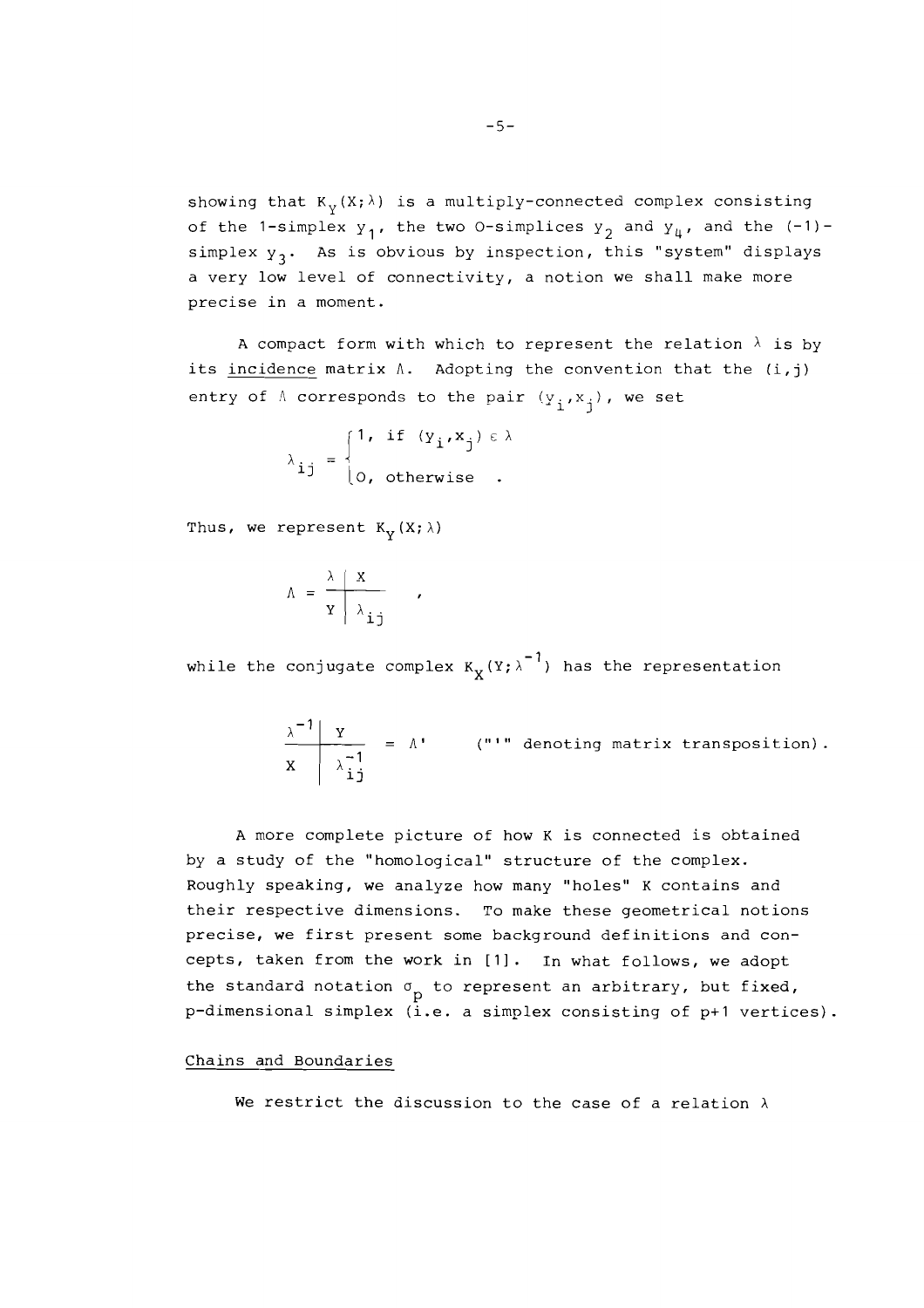showing that $K_Y(X;\lambda)$ is a multiply-connected complex consisting of the 1-simplex $y_1$, the two 0-simplices $y_2$ and $y_4$, and the (-1)-simplex $y_3$. As is obvious by inspection, this "system" displays a very low level of connectivity, a notion we shall make more precise in a moment.

A compact form with which to represent the relation $\lambda$ is by its incidence matrix $\Lambda$. Adopting the convention that the (i,j) entry of $\Lambda$ corresponds to the pair $(y_i, x_j)$, we set

$$\lambda_{ij} = \begin{cases} 1, & \text{if } (y_i, x_j) \in \lambda \\ 0, & \text{otherwise} \end{cases} .$$

Thus, we represent $K_Y(X;\lambda)$

$$\Lambda = \begin{array}{c|c} \lambda & X \\ \hline Y & \lambda_{ij} \end{array} ,$$

while the conjugate complex $K_X(Y;\lambda^{-1})$ has the representation

$$\begin{array}{c|c} \lambda^{-1} & Y \\ \hline X & \lambda_{ij}^{-1} \end{array} = \Lambda' \qquad \text{("}'\text{" denoting matrix transposition).}$$

A more complete picture of how K is connected is obtained by a study of the "homological" structure of the complex. Roughly speaking, we analyze how many "holes" K contains and their respective dimensions. To make these geometrical notions precise, we first present some background definitions and concepts, taken from the work in [1]. In what follows, we adopt the standard notation $\sigma_p$ to represent an arbitrary, but fixed, p-dimensional simplex (i.e. a simplex consisting of p+1 vertices).

## Chains and Boundaries

We restrict the discussion to the case of a relation $\lambda$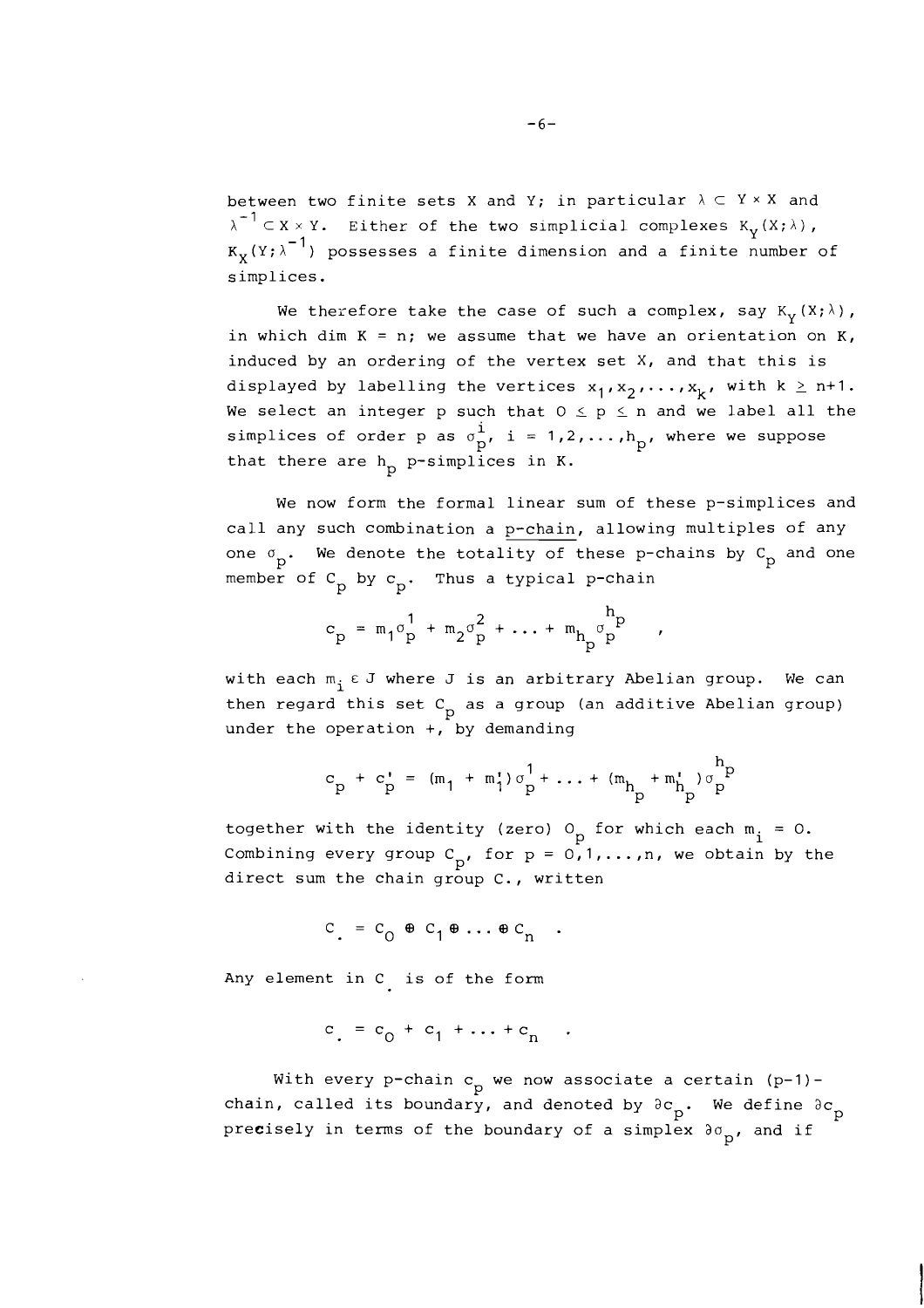between two finite sets X and Y; in particular $\lambda \subset Y \times X$ and $\lambda^{-1} \subset X \times Y$. Either of the two simplicial complexes $K_Y(X;\lambda)$, $K_X(Y;\lambda^{-1})$ possesses a finite dimension and a finite number of simplices.

We therefore take the case of such a complex, say $K_Y(X;\lambda)$, in which dim $K = n$; we assume that we have an orientation on K, induced by an ordering of the vertex set X, and that this is displayed by labelling the vertices $x_1, x_2, \ldots, x_k$, with $k \geq n+1$. We select an integer p such that $0 \leq p \leq n$ and we label all the simplices of order p as $\sigma_p^i$, $i = 1,2,\ldots,h_p$, where we suppose that there are $h_p$ p-simplices in K.

We now form the formal linear sum of these p-simplices and call any such combination a <u>p-chain</u>, allowing multiples of any one $\sigma_p$. We denote the totality of these p-chains by $C_p$ and one member of $C_p$ by $c_p$. Thus a typical p-chain

$$c_p = m_1\sigma_p^1 + m_2\sigma_p^2 + \ldots + m_{h_p}\sigma_p^{h_p} \quad ,$$

with each $m_i \in J$ where J is an arbitrary Abelian group. We can then regard this set $C_p$ as a group (an additive Abelian group) under the operation +, by demanding

$$c_p + c_p' = (m_1 + m_1')\sigma_p^1 + \ldots + (m_{h_p} + m_{h_p}')\sigma_p^{h_p}$$

together with the identity (zero) $O_p$ for which each $m_i = 0$. Combining every group $C_p$, for $p = 0,1,\ldots,n$, we obtain by the direct sum the chain group $C_.$, written

$$C_. = C_0 \oplus C_1 \oplus \ldots \oplus C_n \quad .$$

Any element in $C_.$ is of the form

$$c_. = c_0 + c_1 + \ldots + c_n \quad .$$

With every p-chain $c_p$ we now associate a certain (p-1)-chain, called its boundary, and denoted by $\partial c_p$. We define $\partial c_p$ precisely in terms of the boundary of a simplex $\partial\sigma_p$, and if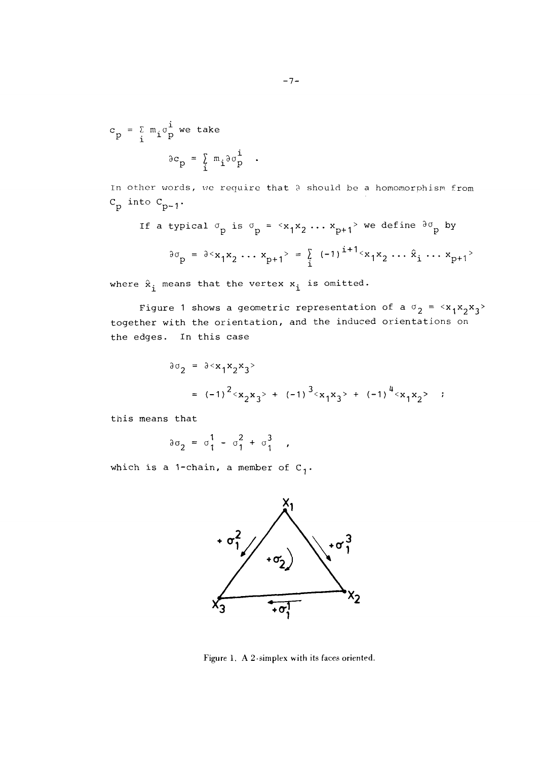$c_p = \sum_i m_i \sigma_p^i$ we take

$$\partial c_p = \sum_i m_i \partial \sigma_p^i \quad .$$

In other words, we require that $\partial$ should be a homomorphism from $C_p$ into $C_{p-1}$.

If a typical $\sigma_p$ is $\sigma_p = \langle x_1 x_2 \ldots x_{p+1} \rangle$ we define $\partial \sigma_p$ by

$$\partial \sigma_p = \partial \langle x_1 x_2 \ldots x_{p+1} \rangle = \sum_i (-1)^{i+1} \langle x_1 x_2 \ldots \hat{x}_i \ldots x_{p+1} \rangle$$

where $\hat{x}_i$ means that the vertex $x_i$ is omitted.

Figure 1 shows a geometric representation of a $\sigma_2 = \langle x_1 x_2 x_3 \rangle$ together with the orientation, and the induced orientations on the edges. In this case

$$\begin{aligned} \partial \sigma_2 &= \partial \langle x_1 x_2 x_3 \rangle \\ &= (-1)^2 \langle x_2 x_3 \rangle + (-1)^3 \langle x_1 x_3 \rangle + (-1)^4 \langle x_1 x_2 \rangle \quad ; \end{aligned}$$

this means that

$$\partial \sigma_2 = \sigma_1^1 - \sigma_1^2 + \sigma_1^3 \quad ,$$

which is a 1-chain, a member of $C_1$.

Figure 1. A 2-simplex with its faces oriented.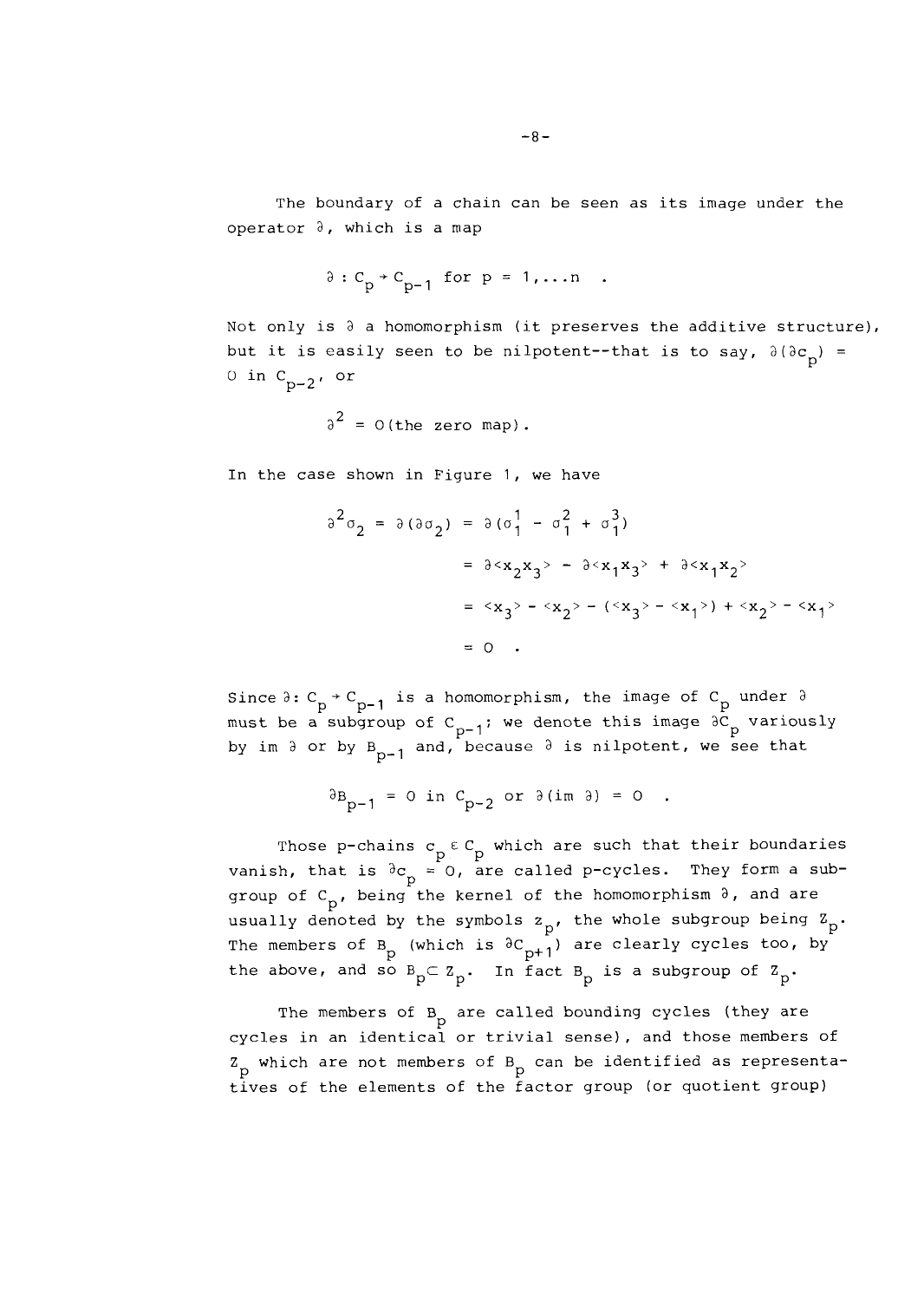The boundary of a chain can be seen as its image under the operator $\partial$, which is a map

$$\partial : C_p \to C_{p-1} \text{ for } p = 1,\ldots n \quad .$$

Not only is $\partial$ a homomorphism (it preserves the additive structure), but it is easily seen to be nilpotent--that is to say, $\partial(\partial c_p) = 0$ in $C_{p-2}$, or

$$\partial^2 = 0 \text{(the zero map)}.$$

In the case shown in Figure 1, we have

$$\begin{aligned}
\partial^2\sigma_2 = \partial(\partial\sigma_2) &= \partial(\sigma_1^1 - \sigma_1^2 + \sigma_1^3) \\
&= \partial\langle x_2 x_3\rangle - \partial\langle x_1 x_3\rangle + \partial\langle x_1 x_2\rangle \\
&= \langle x_3\rangle - \langle x_2\rangle - (\langle x_3\rangle - \langle x_1\rangle) + \langle x_2\rangle - \langle x_1\rangle \\
&= 0 \quad .
\end{aligned}$$

Since $\partial: C_p \to C_{p-1}$ is a homomorphism, the image of $C_p$ under $\partial$ must be a subgroup of $C_{p-1}$; we denote this image $\partial C_p$ variously by im $\partial$ or by $B_{p-1}$ and, because $\partial$ is nilpotent, we see that

$$\partial B_{p-1} = 0 \text{ in } C_{p-2} \text{ or } \partial(\text{im } \partial) = 0 \quad .$$

Those p-chains $c_p \in C_p$ which are such that their boundaries vanish, that is $\partial c_p = 0$, are called p-cycles. They form a subgroup of $C_p$, being the kernel of the homomorphism $\partial$, and are usually denoted by the symbols $z_p$, the whole subgroup being $Z_p$. The members of $B_p$ (which is $\partial C_{p+1}$) are clearly cycles too, by the above, and so $B_p \subset Z_p$. In fact $B_p$ is a subgroup of $Z_p$.

The members of $B_p$ are called bounding cycles (they are cycles in an identical or trivial sense), and those members of $Z_p$ which are not members of $B_p$ can be identified as representatives of the elements of the factor group (or quotient group)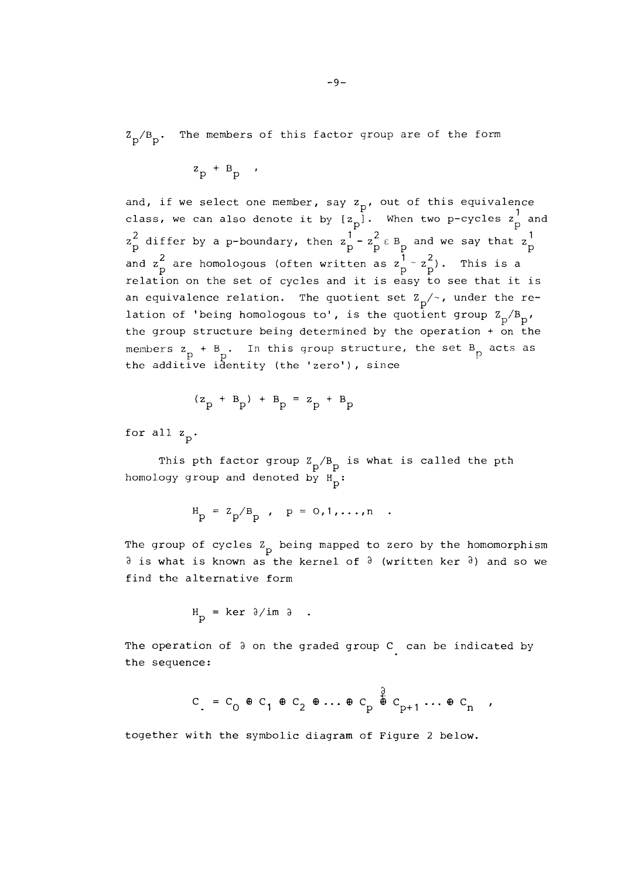$Z_p/B_p$. The members of this factor group are of the form

$$z_p + B_p \quad ,$$

and, if we select one member, say $z_p$, out of this equivalence class, we can also denote it by $[z_p]$. When two p-cycles $z_p^1$ and $z_p^2$ differ by a p-boundary, then $z_p^1 - z_p^2 \in B_p$ and we say that $z_p^1$ and $z_p^2$ are homologous (often written as $z_p^1 \sim z_p^2$). This is a relation on the set of cycles and it is easy to see that it is an equivalence relation. The quotient set $Z_p/\sim$, under the relation of 'being homologous to', is the quotient group $Z_p/B_p$, the group structure being determined by the operation + on the members $z_p + B_p$. In this group structure, the set $B_p$ acts as the additive identity (the 'zero'), since

$$(z_p + B_p) + B_p = z_p + B_p$$

for all $z_p$.

This pth factor group $Z_p/B_p$ is what is called the pth homology group and denoted by $H_p$:

$$H_p = Z_p/B_p \quad , \quad p = 0,1,\ldots,n \quad .$$

The group of cycles $Z_p$ being mapped to zero by the homomorphism $\partial$ is what is known as the kernel of $\partial$ (written ker $\partial$) and so we find the alternative form

$$H_p = \ker \partial / \operatorname{im} \partial \quad .$$

The operation of $\partial$ on the graded group $C_\cdot$ can be indicated by the sequence:

$$C_\cdot = C_0 \oplus C_1 \oplus C_2 \oplus \ldots \oplus C_p \overset{\partial}{\oplus} C_{p+1} \ldots \oplus C_n \quad ,$$

together with the symbolic diagram of Figure 2 below.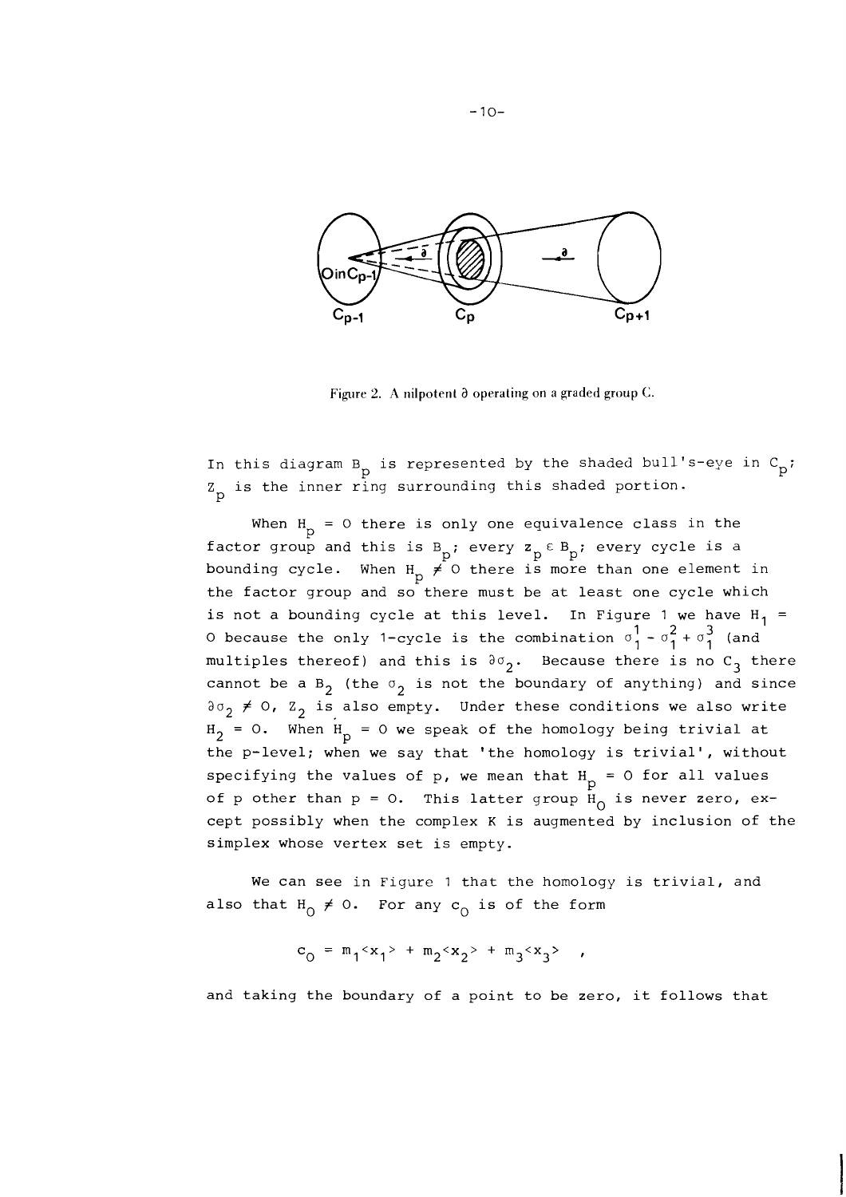Figure 2. A nilpotent $\partial$ operating on a graded group C.

In this diagram $B_p$ is represented by the shaded bull's-eye in $C_p$; $Z_p$ is the inner ring surrounding this shaded portion.

When $H_p = 0$ there is only one equivalence class in the factor group and this is $B_p$; every $z_p \in B_p$; every cycle is a bounding cycle. When $H_p \neq 0$ there is more than one element in the factor group and so there must be at least one cycle which is not a bounding cycle at this level. In Figure 1 we have $H_1 = 0$ because the only 1-cycle is the combination $\sigma_1^1 - \sigma_1^2 + \sigma_1^3$ (and multiples thereof) and this is $\partial\sigma_2$. Because there is no $C_3$ there cannot be a $B_2$ (the $\sigma_2$ is not the boundary of anything) and since $\partial\sigma_2 \neq 0$, $Z_2$ is also empty. Under these conditions we also write $H_2 = 0$. When $H_p = 0$ we speak of the homology being trivial at the p-level; when we say that 'the homology is trivial', without specifying the values of p, we mean that $H_p = 0$ for all values of p other than $p = 0$. This latter group $H_0$ is never zero, except possibly when the complex K is augmented by inclusion of the simplex whose vertex set is empty.

We can see in Figure 1 that the homology is trivial, and also that $H_0 \neq 0$. For any $c_0$ is of the form

$$c_0 = m_1\langle x_1\rangle + m_2\langle x_2\rangle + m_3\langle x_3\rangle \quad ,$$

and taking the boundary of a point to be zero, it follows that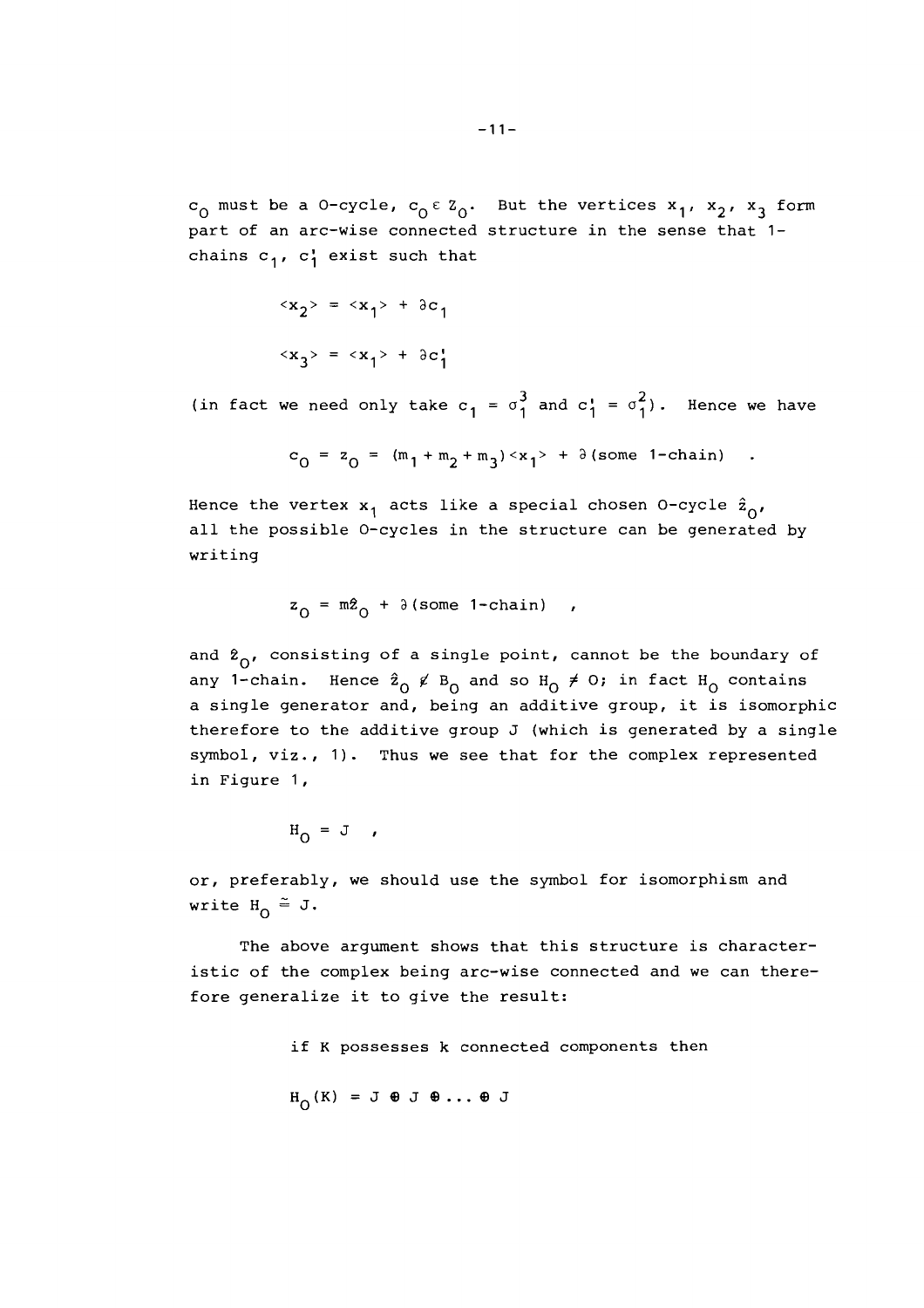$c_0$ must be a 0-cycle, $c_0 \in Z_0$. But the vertices $x_1$, $x_2$, $x_3$ form part of an arc-wise connected structure in the sense that 1-chains $c_1$, $c_1'$ exist such that

$$\langle x_2 \rangle = \langle x_1 \rangle + \partial c_1$$

$$\langle x_3 \rangle = \langle x_1 \rangle + \partial c_1'$$

(in fact we need only take $c_1 = \sigma_1^3$ and $c_1' = \sigma_1^2$). Hence we have

$$c_0 = z_0 = (m_1 + m_2 + m_3)\langle x_1 \rangle + \partial(\text{some 1-chain}) \quad .$$

Hence the vertex $x_1$ acts like a special chosen 0-cycle $\hat{z}_0$, all the possible 0-cycles in the structure can be generated by writing

$$z_0 = m\hat{z}_0 + \partial(\text{some 1-chain}) \quad ,$$

and $\hat{z}_0$, consisting of a single point, cannot be the boundary of any 1-chain. Hence $\hat{z}_0 \notin B_0$ and so $H_0 \neq 0$; in fact $H_0$ contains a single generator and, being an additive group, it is isomorphic therefore to the additive group J (which is generated by a single symbol, viz., 1). Thus we see that for the complex represented in Figure 1,

$$H_0 = J \quad ,$$

or, preferably, we should use the symbol for isomorphism and write $H_0 \cong J$.

The above argument shows that this structure is characteristic of the complex being arc-wise connected and we can therefore generalize it to give the result:

if K possesses k connected components then

$$H_0(K) = J \oplus J \oplus \ldots \oplus J$$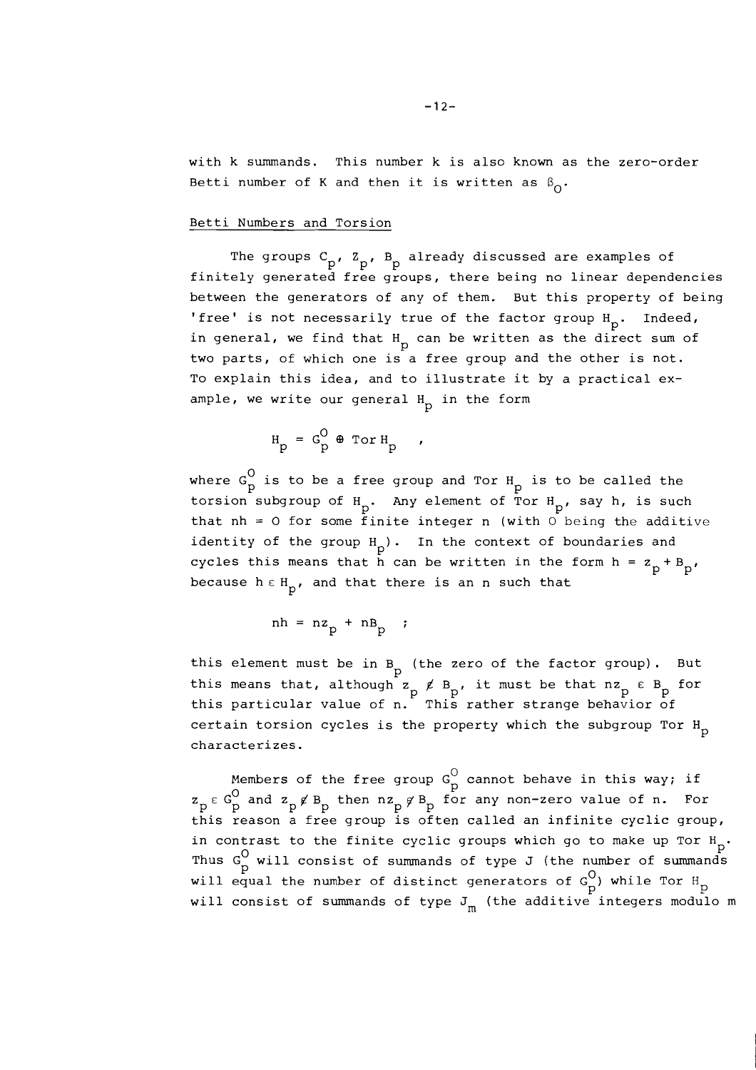with k summands. This number k is also known as the zero-order Betti number of K and then it is written as $\beta_0$.

## Betti Numbers and Torsion

The groups $C_p$, $Z_p$, $B_p$ already discussed are examples of finitely generated free groups, there being no linear dependencies between the generators of any of them. But this property of being 'free' is not necessarily true of the factor group $H_p$. Indeed, in general, we find that $H_p$ can be written as the direct sum of two parts, of which one is a free group and the other is not. To explain this idea, and to illustrate it by a practical example, we write our general $H_p$ in the form

$$H_p = G_p^O \oplus \text{Tor}\, H_p \quad ,$$

where $G_p^O$ is to be a free group and Tor $H_p$ is to be called the torsion subgroup of $H_p$. Any element of Tor $H_p$, say h, is such that $nh = 0$ for some finite integer n (with 0 being the additive identity of the group $H_p$). In the context of boundaries and cycles this means that h can be written in the form $h = z_p + B_p$, because $h \in H_p$, and that there is an n such that

$$nh = nz_p + nB_p \quad ;$$

this element must be in $B_p$ (the zero of the factor group). But this means that, although $z_p \notin B_p$, it must be that $nz_p \in B_p$ for this particular value of n. This rather strange behavior of certain torsion cycles is the property which the subgroup Tor $H_p$ characterizes.

Members of the free group $G_p^O$ cannot behave in this way; if $z_p \in G_p^O$ and $z_p \notin B_p$ then $nz_p \notin B_p$ for any non-zero value of n. For this reason a free group is often called an infinite cyclic group, in contrast to the finite cyclic groups which go to make up Tor $H_p$. Thus $G_p^O$ will consist of summands of type J (the number of summands will equal the number of distinct generators of $G_p^O$) while Tor $H_p$ will consist of summands of type $J_m$ (the additive integers modulo m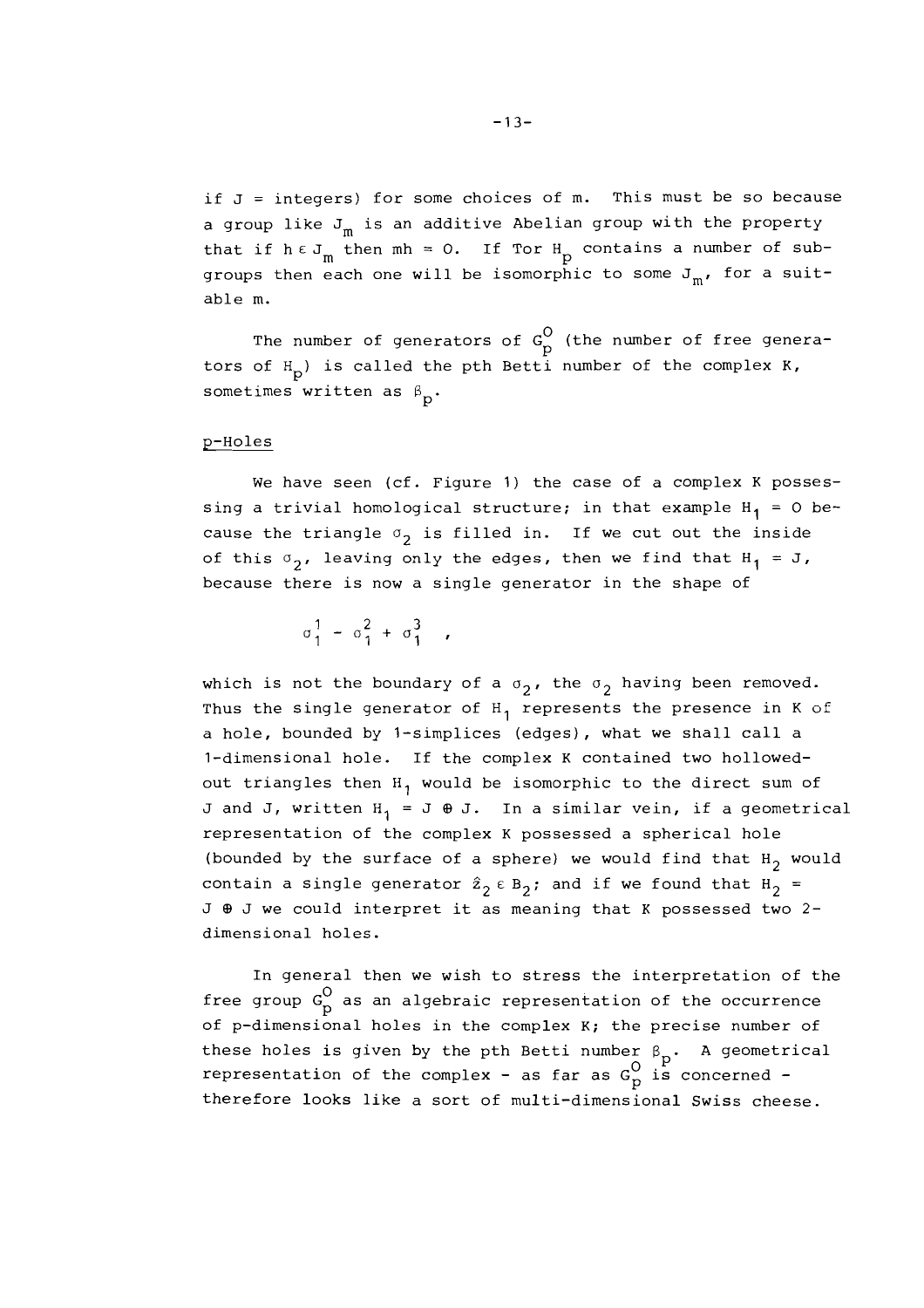if $J$ = integers) for some choices of m. This must be so because a group like $J_m$ is an additive Abelian group with the property that if $h \in J_m$ then $mh = 0$. If Tor $H_p$ contains a number of subgroups then each one will be isomorphic to some $J_m$, for a suitable m.

The number of generators of $G_p^O$ (the number of free generators of $H_p$) is called the pth Betti number of the complex K, sometimes written as $\beta_p$.

p-Holes

We have seen (cf. Figure 1) the case of a complex K possessing a trivial homological structure; in that example $H_1 = 0$ because the triangle $\sigma_2$ is filled in. If we cut out the inside of this $\sigma_2$, leaving only the edges, then we find that $H_1 = J$, because there is now a single generator in the shape of

$$\sigma_1^1 - \sigma_1^2 + \sigma_1^3 \quad ,$$

which is not the boundary of a $\sigma_2$, the $\sigma_2$ having been removed. Thus the single generator of $H_1$ represents the presence in K of a hole, bounded by 1-simplices (edges), what we shall call a 1-dimensional hole. If the complex K contained two hollowed-out triangles then $H_1$ would be isomorphic to the direct sum of J and J, written $H_1 = J \oplus J$. In a similar vein, if a geometrical representation of the complex K possessed a spherical hole (bounded by the surface of a sphere) we would find that $H_2$ would contain a single generator $\hat{z}_2 \in B_2$; and if we found that $H_2 = J \oplus J$ we could interpret it as meaning that K possessed two 2-dimensional holes.

In general then we wish to stress the interpretation of the free group $G_p^O$ as an algebraic representation of the occurrence of p-dimensional holes in the complex K; the precise number of these holes is given by the pth Betti number $\beta_p$. A geometrical representation of the complex - as far as $G_p^O$ is concerned - therefore looks like a sort of multi-dimensional Swiss cheese.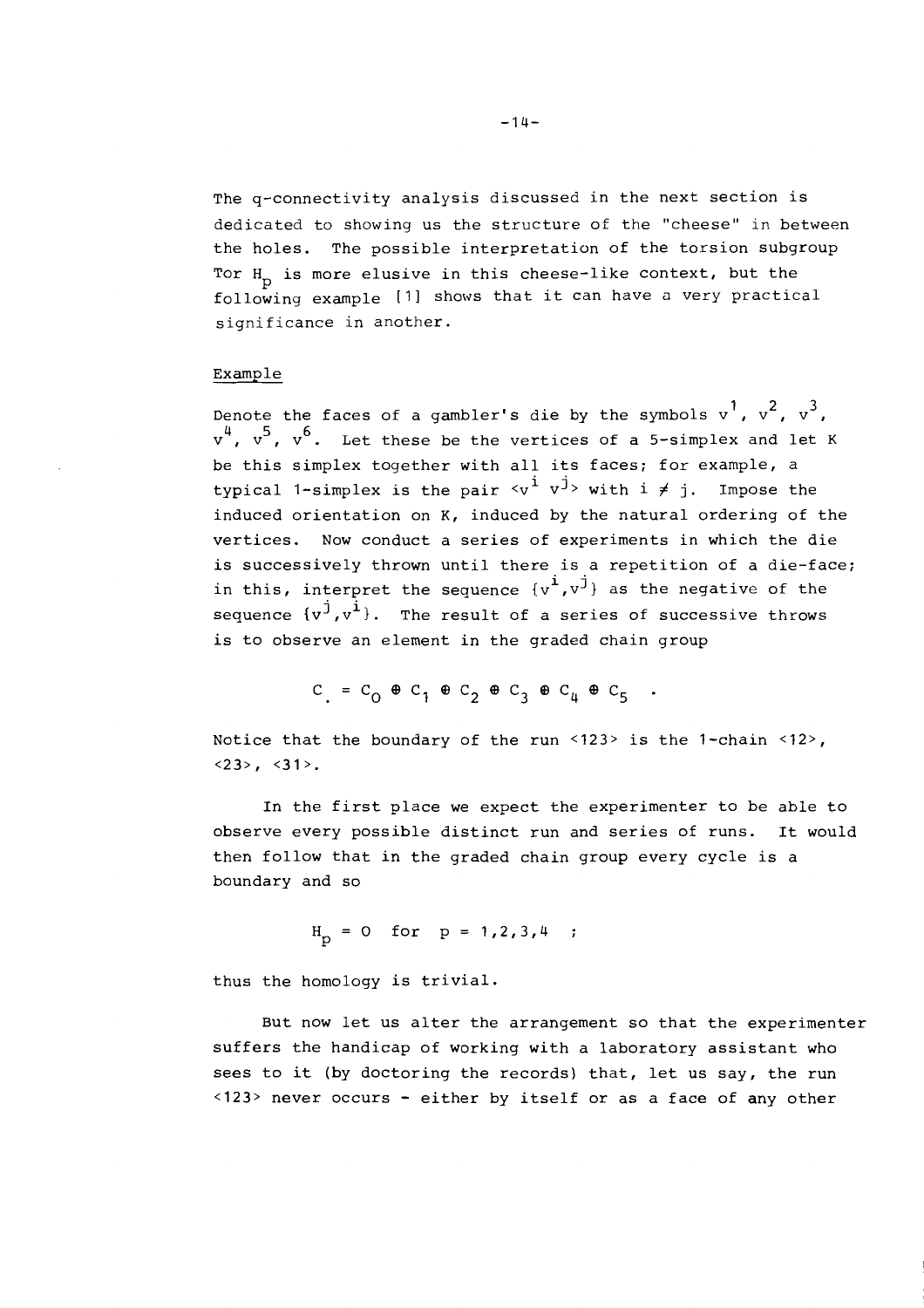The q-connectivity analysis discussed in the next section is dedicated to showing us the structure of the "cheese" in between the holes. The possible interpretation of the torsion subgroup Tor $H_p$ is more elusive in this cheese-like context, but the following example [1] shows that it can have a very practical significance in another.

Example

Denote the faces of a gambler's die by the symbols $v^1$, $v^2$, $v^3$, $v^4$, $v^5$, $v^6$. Let these be the vertices of a 5-simplex and let K be this simplex together with all its faces; for example, a typical 1-simplex is the pair $\langle v^i \; v^j \rangle$ with $i \neq j$. Impose the induced orientation on K, induced by the natural ordering of the vertices. Now conduct a series of experiments in which the die is successively thrown until there is a repetition of a die-face; in this, interpret the sequence $\{v^i, v^j\}$ as the negative of the sequence $\{v^j, v^i\}$. The result of a series of successive throws is to observe an element in the graded chain group

$$C_{.} = C_0 \oplus C_1 \oplus C_2 \oplus C_3 \oplus C_4 \oplus C_5 \quad .$$

Notice that the boundary of the run <123> is the 1-chain <12>, <23>, <31>.

In the first place we expect the experimenter to be able to observe every possible distinct run and series of runs. It would then follow that in the graded chain group every cycle is a boundary and so

$$H_p = 0 \quad \text{for} \quad p = 1,2,3,4 \quad ;$$

thus the homology is trivial.

But now let us alter the arrangement so that the experimenter suffers the handicap of working with a laboratory assistant who sees to it (by doctoring the records) that, let us say, the run <123> never occurs - either by itself or as a face of any other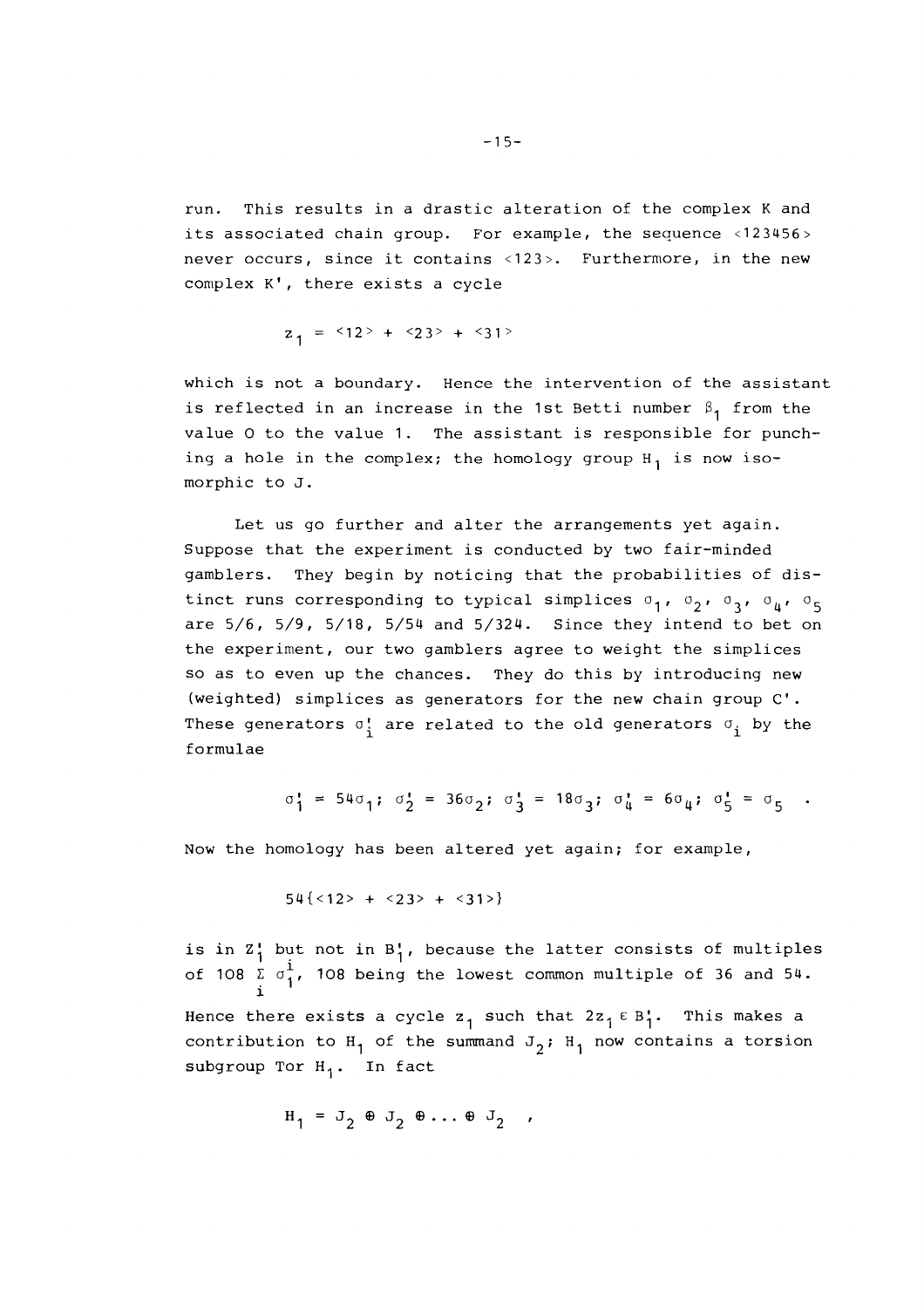run. This results in a drastic alteration of the complex K and its associated chain group. For example, the sequence <123456> never occurs, since it contains <123>. Furthermore, in the new complex K', there exists a cycle

$$z_1 = \langle 12 \rangle + \langle 23 \rangle + \langle 31 \rangle$$

which is not a boundary. Hence the intervention of the assistant is reflected in an increase in the 1st Betti number $\beta_1$ from the value 0 to the value 1. The assistant is responsible for punching a hole in the complex; the homology group $H_1$ is now isomorphic to J.

Let us go further and alter the arrangements yet again. Suppose that the experiment is conducted by two fair-minded gamblers. They begin by noticing that the probabilities of distinct runs corresponding to typical simplices $\sigma_1$, $\sigma_2$, $\sigma_3$, $\sigma_4$, $\sigma_5$ are 5/6, 5/9, 5/18, 5/54 and 5/324. Since they intend to bet on the experiment, our two gamblers agree to weight the simplices so as to even up the chances. They do this by introducing new (weighted) simplices as generators for the new chain group C'. These generators $\sigma_i'$ are related to the old generators $\sigma_i$ by the formulae

$$\sigma_1' = 54\sigma_1; \; \sigma_2' = 36\sigma_2; \; \sigma_3' = 18\sigma_3; \; \sigma_4' = 6\sigma_4; \; \sigma_5' = \sigma_5 \quad .$$

Now the homology has been altered yet again; for example,

$$54\{\langle 12 \rangle + \langle 23 \rangle + \langle 31 \rangle\}$$

is in $Z_1'$ but not in $B_1'$, because the latter consists of multiples of $108 \sum_i \sigma_1^i$, 108 being the lowest common multiple of 36 and 54. Hence there exists a cycle $z_1$ such that $2z_1 \in B_1'$. This makes a contribution to $H_1$ of the summand $J_2$; $H_1$ now contains a torsion subgroup Tor $H_1$. In fact

$$H_1 = J_2 \oplus J_2 \oplus \ldots \oplus J_2 \quad ,$$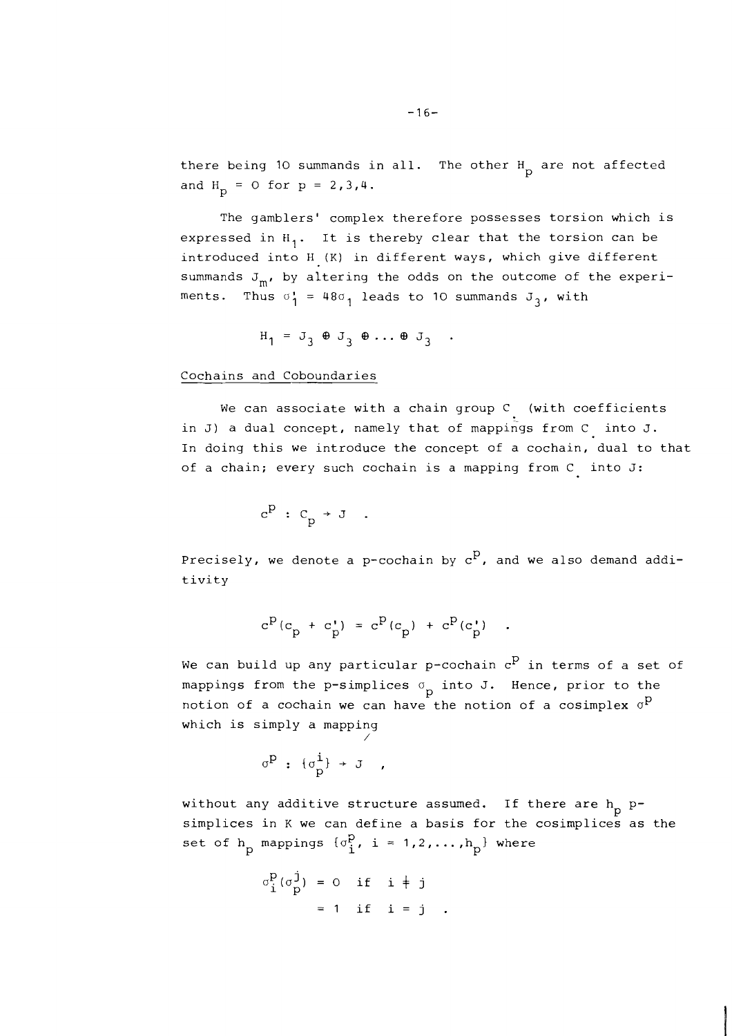there being 10 summands in all. The other $H_p$ are not affected and $H_p = 0$ for $p = 2,3,4$.

The gamblers' complex therefore possesses torsion which is expressed in $H_1$. It is thereby clear that the torsion can be introduced into $H_{\cdot}(K)$ in different ways, which give different summands $J_m$, by altering the odds on the outcome of the experiments. Thus $\sigma_1' = 48\sigma_1$ leads to 10 summands $J_3$, with

$$H_1 = J_3 \oplus J_3 \oplus \ldots \oplus J_3 \quad .$$

Cochains and Coboundaries

We can associate with a chain group $C_{\cdot}$ (with coefficients in J) a dual concept, namely that of mappings from $C_{\cdot}$ into J. In doing this we introduce the concept of a cochain, dual to that of a chain; every such cochain is a mapping from $C_{\cdot}$ into J:

$$c^p : C_p \rightarrow J \quad .$$

Precisely, we denote a p-cochain by $c^p$, and we also demand additivity

$$c^p(c_p + c_p') = c^p(c_p) + c^p(c_p') \quad .$$

We can build up any particular p-cochain $c^p$ in terms of a set of mappings from the p-simplices $\sigma_p$ into J. Hence, prior to the notion of a cochain we can have the notion of a cosimplex $\sigma^p$ which is simply a mapping

$$\sigma^p : \{\sigma_p^i\} \rightarrow J \quad ,$$

without any additive structure assumed. If there are $h_p$ p-simplices in K we can define a basis for the cosimplices as the set of $h_p$ mappings $\{\sigma_i^p, \; i = 1,2,\ldots,h_p\}$ where

$$\begin{aligned} \sigma_i^p(\sigma_p^j) &= 0 \quad \text{if} \quad i \neq j \\ &= 1 \quad \text{if} \quad i = j \quad . \end{aligned}$$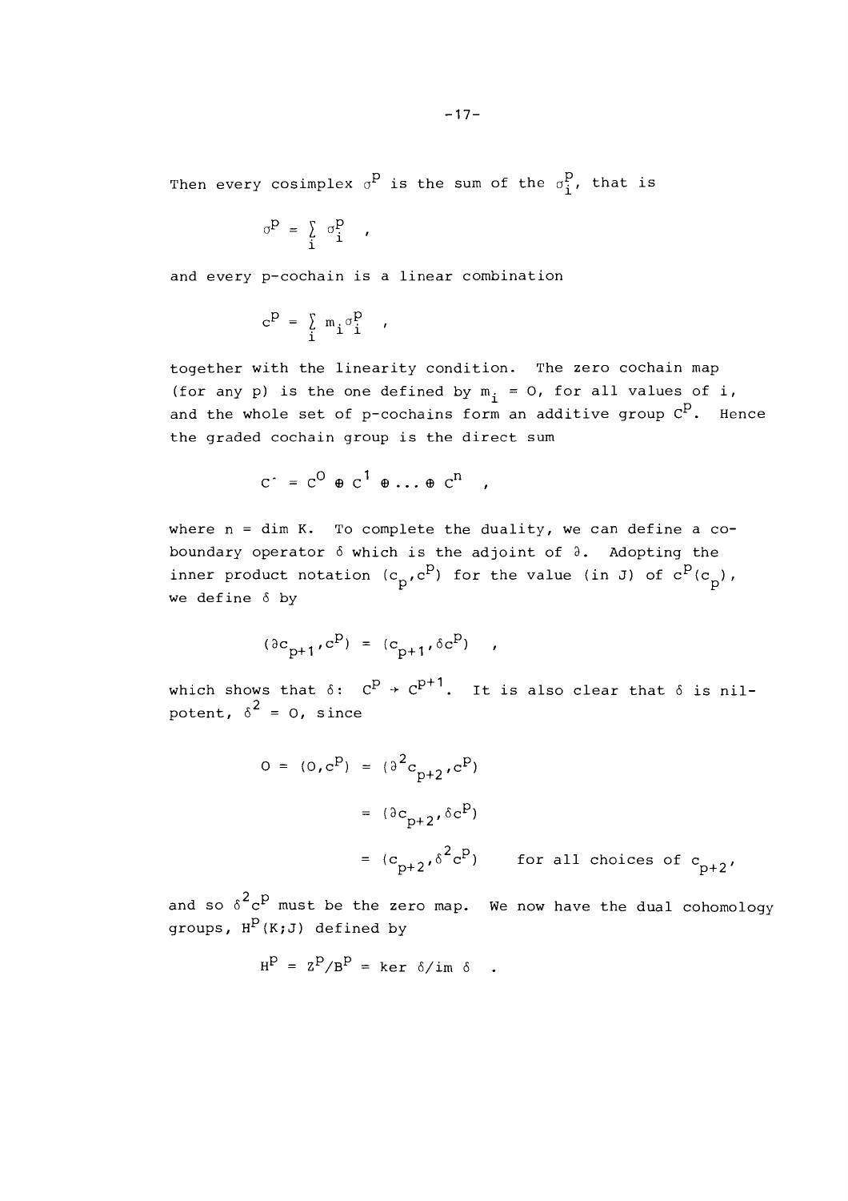Then every cosimplex $\sigma^p$ is the sum of the $\sigma_i^p$, that is

$$\sigma^p = \sum_i \sigma_i^p \quad ,$$

and every p-cochain is a linear combination

$$c^p = \sum_i m_i \sigma_i^p \quad ,$$

together with the linearity condition. The zero cochain map (for any p) is the one defined by $m_i = 0$, for all values of i, and the whole set of p-cochains form an additive group $C^p$. Hence the graded cochain group is the direct sum

$$C^{\cdot} = C^0 \oplus C^1 \oplus \ldots \oplus C^n \quad ,$$

where n = dim K. To complete the duality, we can define a coboundary operator $\delta$ which is the adjoint of $\partial$. Adopting the inner product notation $(c_p, c^p)$ for the value (in J) of $c^p(c_p)$, we define $\delta$ by

$$(\partial c_{p+1}, c^p) = (c_{p+1}, \delta c^p) \quad ,$$

which shows that $\delta$: $C^p \rightarrow C^{p+1}$. It is also clear that $\delta$ is nilpotent, $\delta^2 = 0$, since

$$\begin{aligned} 0 = (0, c^p) &= (\partial^2 c_{p+2}, c^p) \\ &= (\partial c_{p+2}, \delta c^p) \\ &= (c_{p+2}, \delta^2 c^p) \qquad \text{for all choices of } c_{p+2}, \end{aligned}$$

and so $\delta^2 c^p$ must be the zero map. We now have the dual cohomology groups, $H^p(K;J)$ defined by

$$H^p = Z^p/B^p = \ker \delta / \text{im } \delta \quad .$$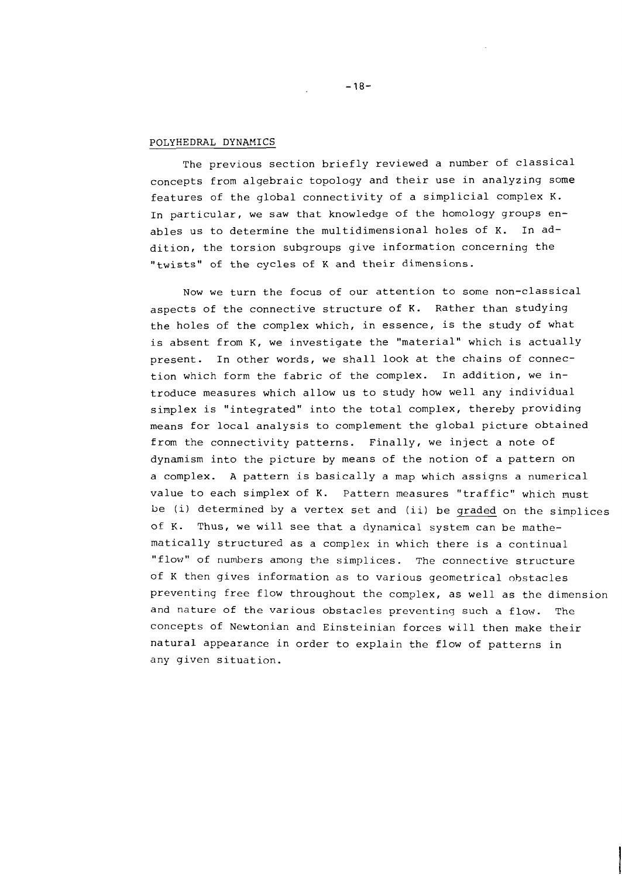## POLYHEDRAL DYNAMICS

The previous section briefly reviewed a number of classical concepts from algebraic topology and their use in analyzing some features of the global connectivity of a simplicial complex K. In particular, we saw that knowledge of the homology groups enables us to determine the multidimensional holes of K. In addition, the torsion subgroups give information concerning the "twists" of the cycles of K and their dimensions.

Now we turn the focus of our attention to some non-classical aspects of the connective structure of K. Rather than studying the holes of the complex which, in essence, is the study of what is absent from K, we investigate the "material" which is actually present. In other words, we shall look at the chains of connection which form the fabric of the complex. In addition, we introduce measures which allow us to study how well any individual simplex is "integrated" into the total complex, thereby providing means for local analysis to complement the global picture obtained from the connectivity patterns. Finally, we inject a note of dynamism into the picture by means of the notion of a pattern on a complex. A pattern is basically a map which assigns a numerical value to each simplex of K. Pattern measures "traffic" which must be (i) determined by a vertex set and (ii) be graded on the simplices of K. Thus, we will see that a dynamical system can be mathematically structured as a complex in which there is a continual "flow" of numbers among the simplices. The connective structure of K then gives information as to various geometrical obstacles preventing free flow throughout the complex, as well as the dimension and nature of the various obstacles preventing such a flow. The concepts of Newtonian and Einsteinian forces will then make their natural appearance in order to explain the flow of patterns in any given situation.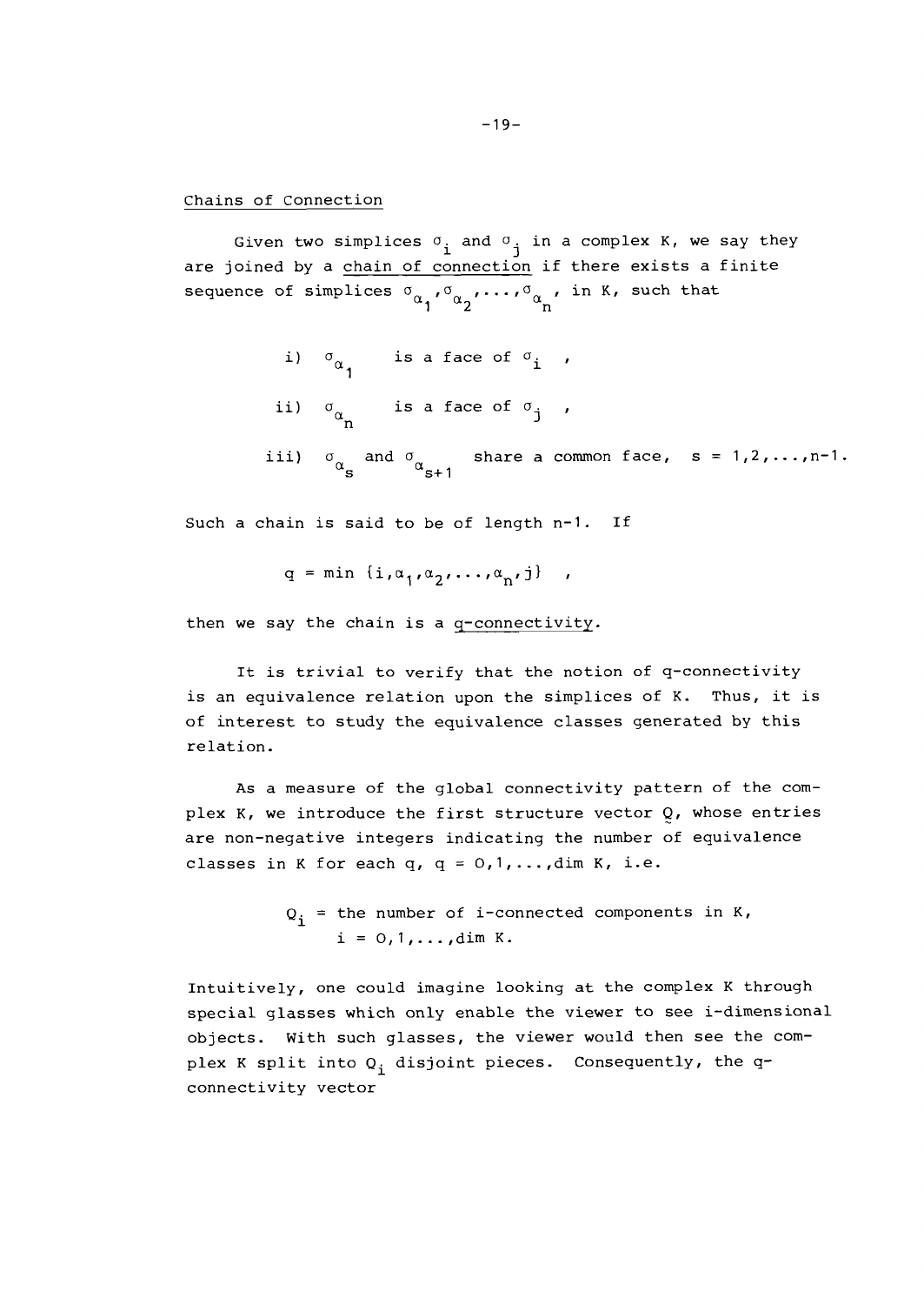## Chains of Connection

Given two simplices $\sigma_i$ and $\sigma_j$ in a complex K, we say they are joined by a <u>chain of connection</u> if there exists a finite sequence of simplices $\sigma_{\alpha_1}, \sigma_{\alpha_2}, \ldots, \sigma_{\alpha_n}$, in K, such that

i) $\sigma_{\alpha_1}$ is a face of $\sigma_i$ ,

ii) $\sigma_{\alpha_n}$ is a face of $\sigma_j$ ,

iii) $\sigma_{\alpha_s}$ and $\sigma_{\alpha_{s+1}}$ share a common face, $s = 1,2,\ldots,n-1$.

Such a chain is said to be of length n-1. If

$$q = \min \{i, \alpha_1, \alpha_2, \ldots, \alpha_n, j\} \quad ,$$

then we say the chain is a <u>q-connectivity</u>.

It is trivial to verify that the notion of q-connectivity is an equivalence relation upon the simplices of K. Thus, it is of interest to study the equivalence classes generated by this relation.

As a measure of the global connectivity pattern of the complex K, we introduce the first structure vector $\underset{\sim}{Q}$, whose entries are non-negative integers indicating the number of equivalence classes in K for each q, $q = 0,1,\ldots,\dim K$, i.e.

$Q_i$ = the number of i-connected components in K, $i = 0,1,\ldots,\dim K$.

Intuitively, one could imagine looking at the complex K through special glasses which only enable the viewer to see i-dimensional objects. With such glasses, the viewer would then see the complex K split into $Q_i$ disjoint pieces. Consequently, the q-connectivity vector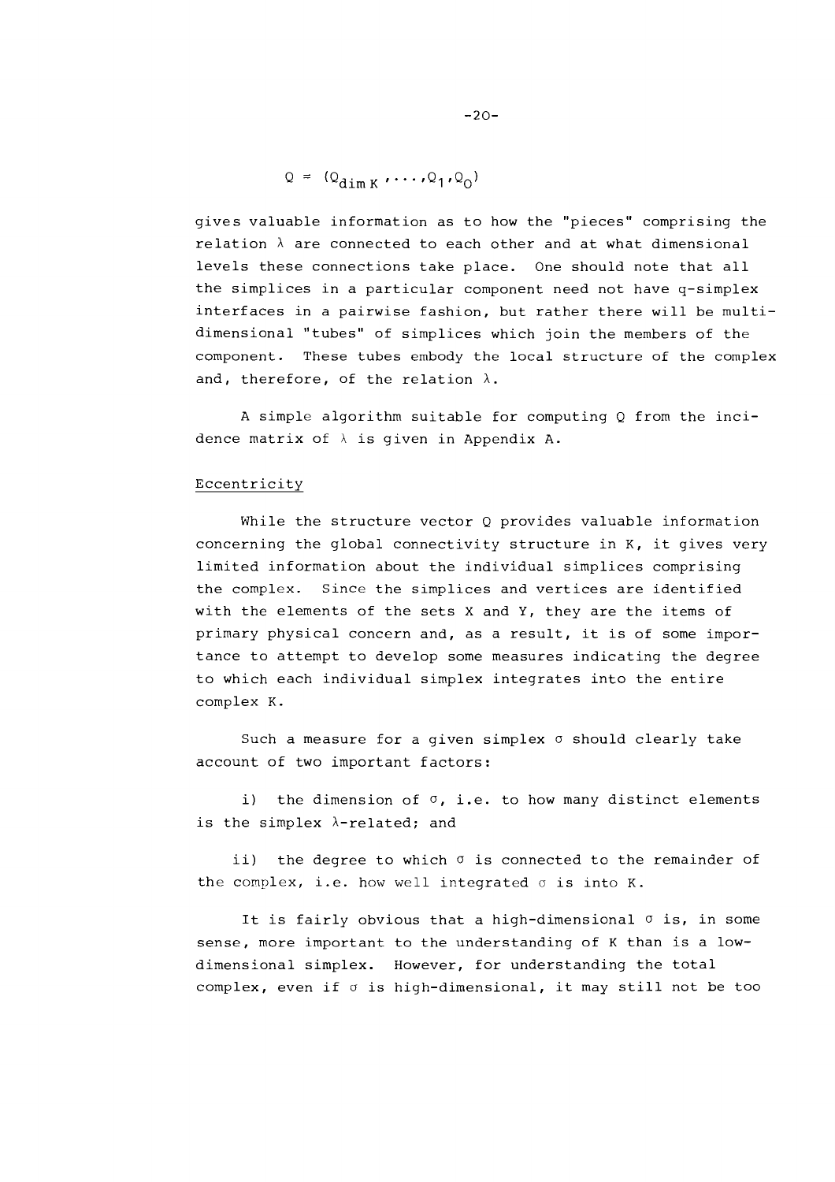$$Q = (Q_{\dim K}, \ldots, Q_1, Q_0)$$

gives valuable information as to how the "pieces" comprising the relation $\lambda$ are connected to each other and at what dimensional levels these connections take place. One should note that all the simplices in a particular component need not have q-simplex interfaces in a pairwise fashion, but rather there will be multi-dimensional "tubes" of simplices which join the members of the component. These tubes embody the local structure of the complex and, therefore, of the relation $\lambda$.

A simple algorithm suitable for computing Q from the incidence matrix of $\lambda$ is given in Appendix A.

## Eccentricity

While the structure vector Q provides valuable information concerning the global connectivity structure in K, it gives very limited information about the individual simplices comprising the complex. Since the simplices and vertices are identified with the elements of the sets X and Y, they are the items of primary physical concern and, as a result, it is of some importance to attempt to develop some measures indicating the degree to which each individual simplex integrates into the entire complex K.

Such a measure for a given simplex $\sigma$ should clearly take account of two important factors:

i) the dimension of $\sigma$, i.e. to how many distinct elements is the simplex $\lambda$-related; and

ii) the degree to which $\sigma$ is connected to the remainder of the complex, i.e. how well integrated $\sigma$ is into K.

It is fairly obvious that a high-dimensional $\sigma$ is, in some sense, more important to the understanding of K than is a low-dimensional simplex. However, for understanding the total complex, even if $\sigma$ is high-dimensional, it may still not be too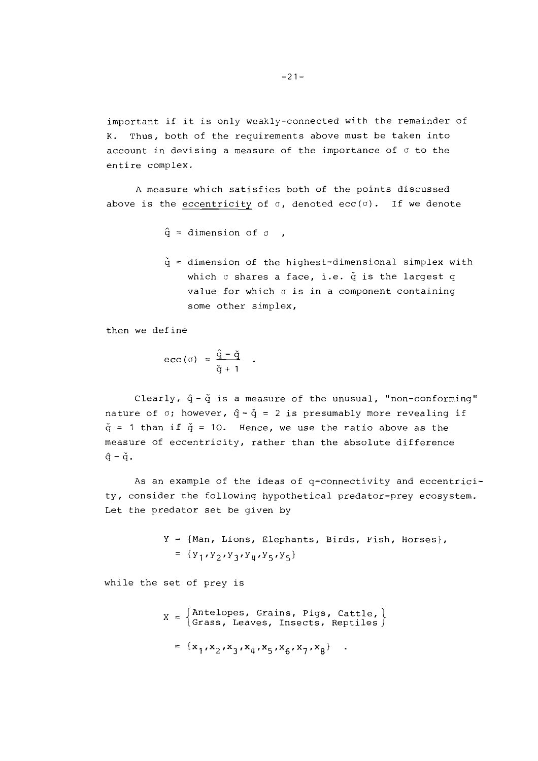important if it is only weakly-connected with the remainder of K. Thus, both of the requirements above must be taken into account in devising a measure of the importance of $\sigma$ to the entire complex.

A measure which satisfies both of the points discussed above is the <u>eccentricity</u> of $\sigma$, denoted $\text{ecc}(\sigma)$. If we denote

$\hat{q}$ = dimension of $\sigma$ ,

$\check{q}$ = dimension of the highest-dimensional simplex with which $\sigma$ shares a face, i.e. $\check{q}$ is the largest q value for which $\sigma$ is in a component containing some other simplex,

then we define

$$\text{ecc}(\sigma) = \frac{\hat{q} - \check{q}}{\check{q} + 1} \quad .$$

Clearly, $\hat{q} - \check{q}$ is a measure of the unusual, "non-conforming" nature of $\sigma$; however, $\hat{q} - \check{q} = 2$ is presumably more revealing if $\check{q} = 1$ than if $\check{q} = 10$. Hence, we use the ratio above as the measure of eccentricity, rather than the absolute difference $\hat{q} - \check{q}$.

As an example of the ideas of q-connectivity and eccentricity, consider the following hypothetical predator-prey ecosystem. Let the predator set be given by

$$Y = \{\text{Man, Lions, Elephants, Birds, Fish, Horses}\},$$
$$= \{y_1, y_2, y_3, y_4, y_5, y_5\}$$

while the set of prey is

$$X = \left\{\begin{matrix}\text{Antelopes, Grains, Pigs, Cattle,} \\ \text{Grass, Leaves, Insects, Reptiles}\end{matrix}\right\}$$

$$= \{x_1, x_2, x_3, x_4, x_5, x_6, x_7, x_8\} \quad .$$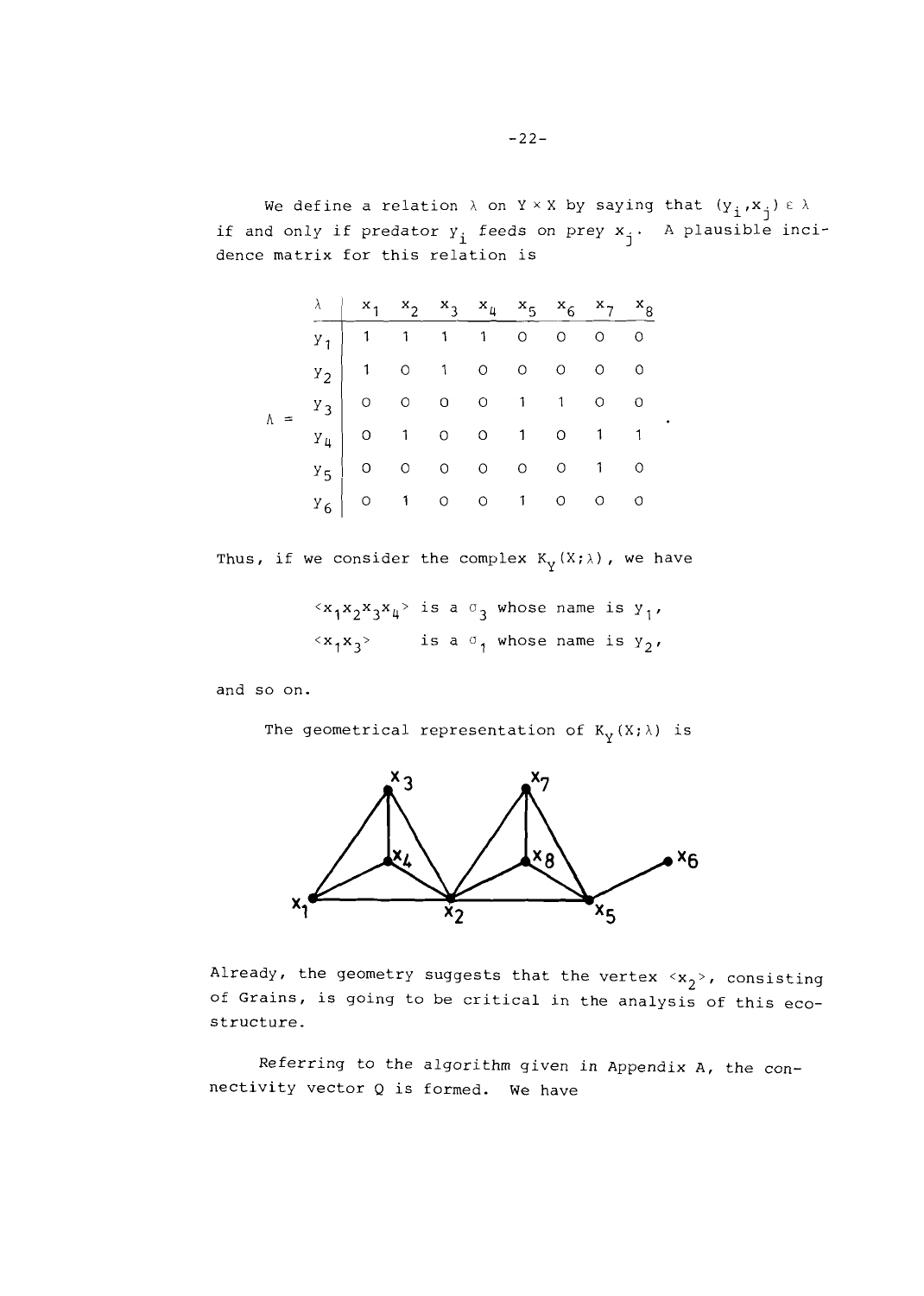We define a relation $\lambda$ on $Y \times X$ by saying that $(y_i, x_j) \in \lambda$ if and only if predator $y_i$ feeds on prey $x_j$. A plausible incidence matrix for this relation is

$$\Lambda = \begin{array}{c|cccccccc} \lambda & x_1 & x_2 & x_3 & x_4 & x_5 & x_6 & x_7 & x_8 \\ \hline y_1 & 1 & 1 & 1 & 1 & 0 & 0 & 0 & 0 \\ y_2 & 1 & 0 & 1 & 0 & 0 & 0 & 0 & 0 \\ y_3 & 0 & 0 & 0 & 0 & 1 & 1 & 0 & 0 \\ y_4 & 0 & 1 & 0 & 0 & 1 & 0 & 1 & 1 \\ y_5 & 0 & 0 & 0 & 0 & 0 & 0 & 1 & 0 \\ y_6 & 0 & 1 & 0 & 0 & 1 & 0 & 0 & 0 \end{array} .$$

Thus, if we consider the complex $K_Y(X;\lambda)$, we have

$\langle x_1 x_2 x_3 x_4 \rangle$ is a $\sigma_3$ whose name is $y_1$,

$\langle x_1 x_3 \rangle$ is a $\sigma_1$ whose name is $y_2$,

and so on.

The geometrical representation of $K_Y(X;\lambda)$ is

Already, the geometry suggests that the vertex $\langle x_2 \rangle$, consisting of Grains, is going to be critical in the analysis of this eco-structure.

Referring to the algorithm given in Appendix A, the connectivity vector Q is formed. We have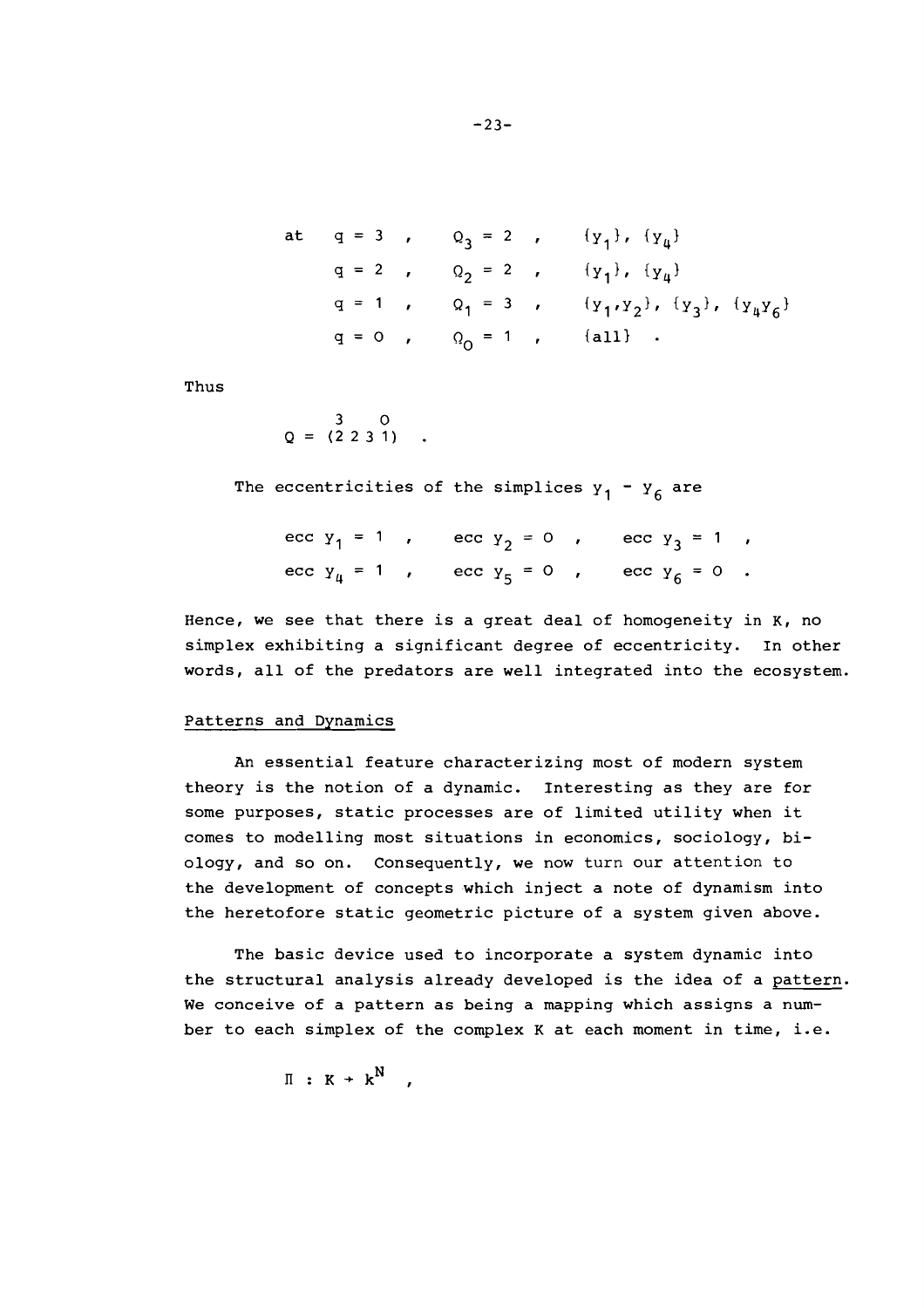$$
\begin{array}{llll}
\text{at} \quad q = 3 \;, & Q_3 = 2 \;, & \{y_1\},\ \{y_4\} & \\
\phantom{\text{at}} \quad q = 2 \;, & Q_2 = 2 \;, & \{y_1\},\ \{y_4\} & \\
\phantom{\text{at}} \quad q = 1 \;, & Q_1 = 3 \;, & \{y_1, y_2\},\ \{y_3\},\ \{y_4 y_6\} & \\
\phantom{\text{at}} \quad q = 0 \;, & Q_0 = 1 \;, & \{\text{all}\} \;. &
\end{array}
$$

Thus

$$
Q = \overset{3 \qquad 0}{(2\ 2\ 3\ 1)} \;.
$$

The eccentricities of the simplices $y_1 - y_6$ are

$$
\begin{array}{lll}
\text{ecc } y_1 = 1 \;, & \text{ecc } y_2 = 0 \;, & \text{ecc } y_3 = 1 \;, \\
\text{ecc } y_4 = 1 \;, & \text{ecc } y_5 = 0 \;, & \text{ecc } y_6 = 0 \;.
\end{array}
$$

Hence, we see that there is a great deal of homogeneity in K, no simplex exhibiting a significant degree of eccentricity. In other words, all of the predators are well integrated into the ecosystem.

## Patterns and Dynamics

An essential feature characterizing most of modern system theory is the notion of a dynamic. Interesting as they are for some purposes, static processes are of limited utility when it comes to modelling most situations in economics, sociology, biology, and so on. Consequently, we now turn our attention to the development of concepts which inject a note of dynamism into the heretofore static geometric picture of a system given above.

The basic device used to incorporate a system dynamic into the structural analysis already developed is the idea of a pattern. We conceive of a pattern as being a mapping which assigns a number to each simplex of the complex K at each moment in time, i.e.

$$
\Pi : K \rightarrow k^N \;,
$$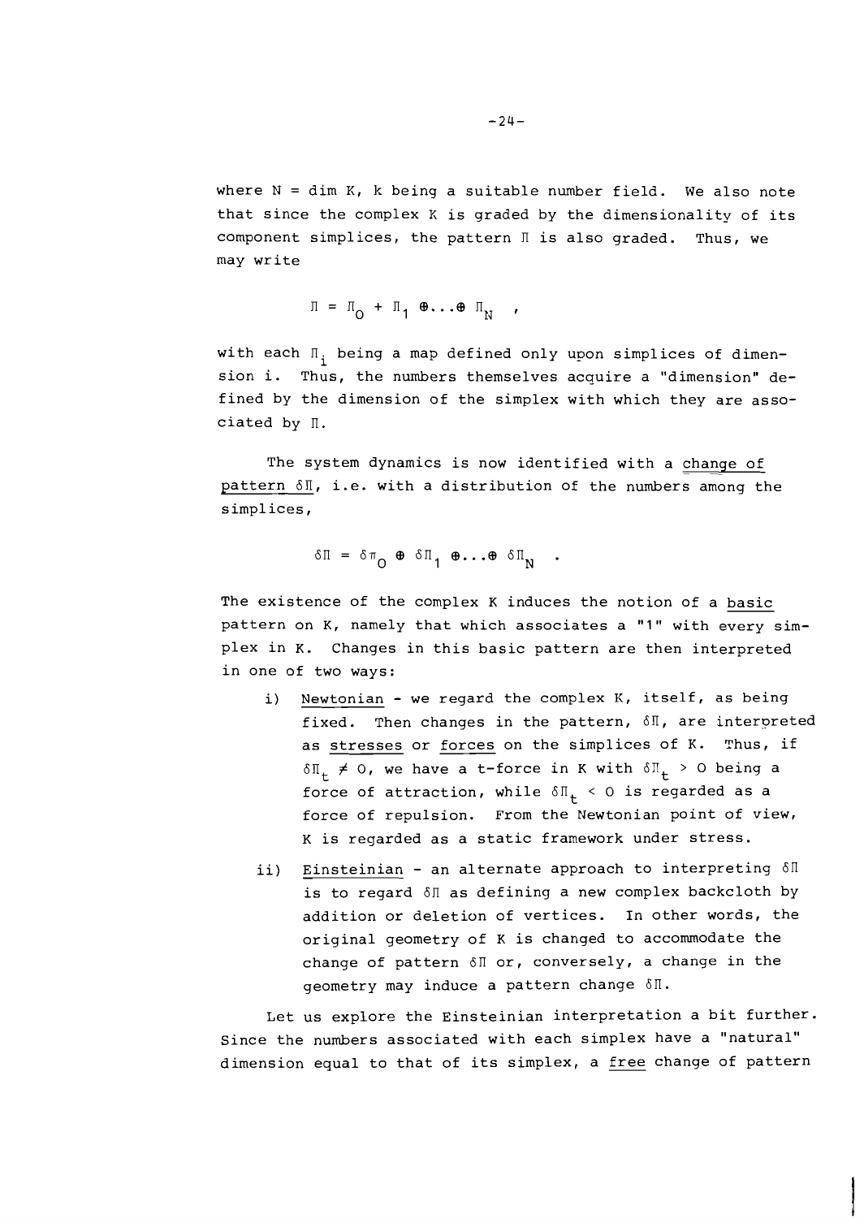where $N = \dim K$, $k$ being a suitable number field. We also note that since the complex $K$ is graded by the dimensionality of its component simplices, the pattern $\Pi$ is also graded. Thus, we may write

$$\Pi = \Pi_0 + \Pi_1 \oplus \ldots \oplus \Pi_N \quad ,$$

with each $\Pi_i$ being a map defined only upon simplices of dimension $i$. Thus, the numbers themselves acquire a "dimension" defined by the dimension of the simplex with which they are associated by $\Pi$.

The system dynamics is now identified with a <u>change of pattern</u> $\delta\Pi$, i.e. with a distribution of the numbers among the simplices,

$$\delta\Pi = \delta\pi_0 \oplus \delta\Pi_1 \oplus \ldots \oplus \delta\Pi_N \quad .$$

The existence of the complex $K$ induces the notion of a <u>basic</u> pattern on $K$, namely that which associates a "1" with every simplex in $K$. Changes in this basic pattern are then interpreted in one of two ways:

i) <u>Newtonian</u> - we regard the complex $K$, itself, as being fixed. Then changes in the pattern, $\delta\Pi$, are interpreted as <u>stresses</u> or <u>forces</u> on the simplices of $K$. Thus, if $\delta\Pi_t \neq 0$, we have a t-force in $K$ with $\delta\Pi_t > 0$ being a force of attraction, while $\delta\Pi_t < 0$ is regarded as a force of repulsion. From the Newtonian point of view, $K$ is regarded as a static framework under stress.

ii) <u>Einsteinian</u> - an alternate approach to interpreting $\delta\Pi$ is to regard $\delta\Pi$ as defining a new complex backcloth by addition or deletion of vertices. In other words, the original geometry of $K$ is changed to accommodate the change of pattern $\delta\Pi$ or, conversely, a change in the geometry may induce a pattern change $\delta\Pi$.

Let us explore the Einsteinian interpretation a bit further. Since the numbers associated with each simplex have a "natural" dimension equal to that of its simplex, a <u>free</u> change of pattern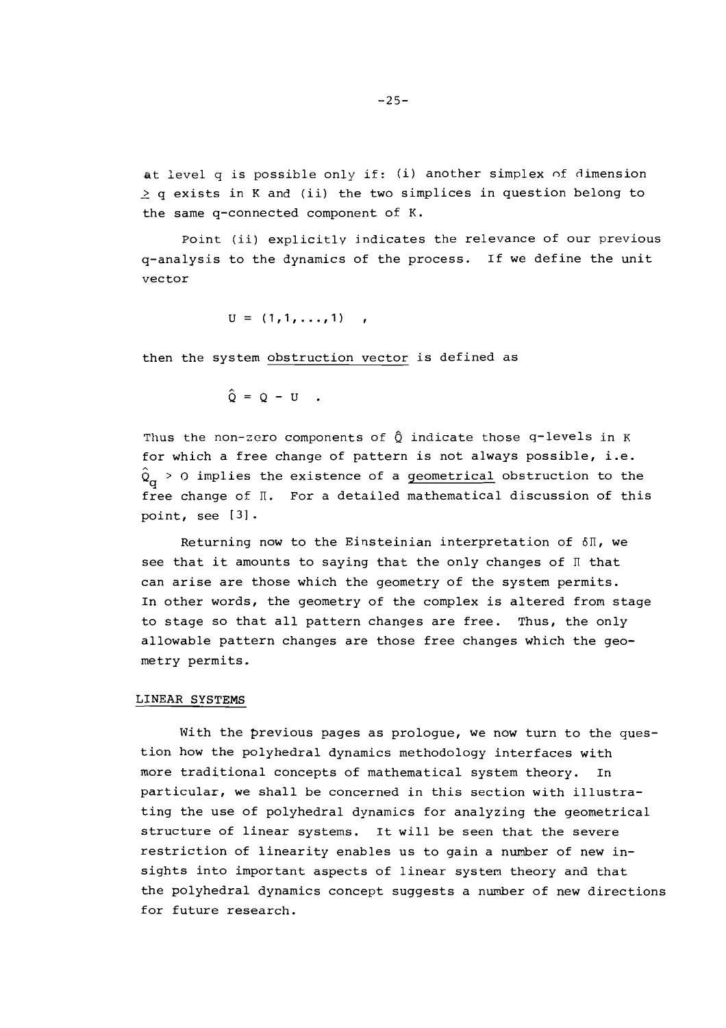at level q is possible only if: (i) another simplex of dimension $\geq$ q exists in K and (ii) the two simplices in question belong to the same q-connected component of K.

Point (ii) explicitly indicates the relevance of our previous q-analysis to the dynamics of the process. If we define the unit vector

$$U = (1,1,\ldots,1) \quad ,$$

then the system obstruction vector is defined as

$$\hat{Q} = Q - U \quad .$$

Thus the non-zero components of $\hat{Q}$ indicate those q-levels in K for which a free change of pattern is not always possible, i.e. $\hat{Q}_q > 0$ implies the existence of a geometrical obstruction to the free change of $\Pi$. For a detailed mathematical discussion of this point, see [3].

Returning now to the Einsteinian interpretation of $\delta\Pi$, we see that it amounts to saying that the only changes of $\Pi$ that can arise are those which the geometry of the system permits. In other words, the geometry of the complex is altered from stage to stage so that all pattern changes are free. Thus, the only allowable pattern changes are those free changes which the geometry permits.

## LINEAR SYSTEMS

With the previous pages as prologue, we now turn to the question how the polyhedral dynamics methodology interfaces with more traditional concepts of mathematical system theory. In particular, we shall be concerned in this section with illustrating the use of polyhedral dynamics for analyzing the geometrical structure of linear systems. It will be seen that the severe restriction of linearity enables us to gain a number of new insights into important aspects of linear system theory and that the polyhedral dynamics concept suggests a number of new directions for future research.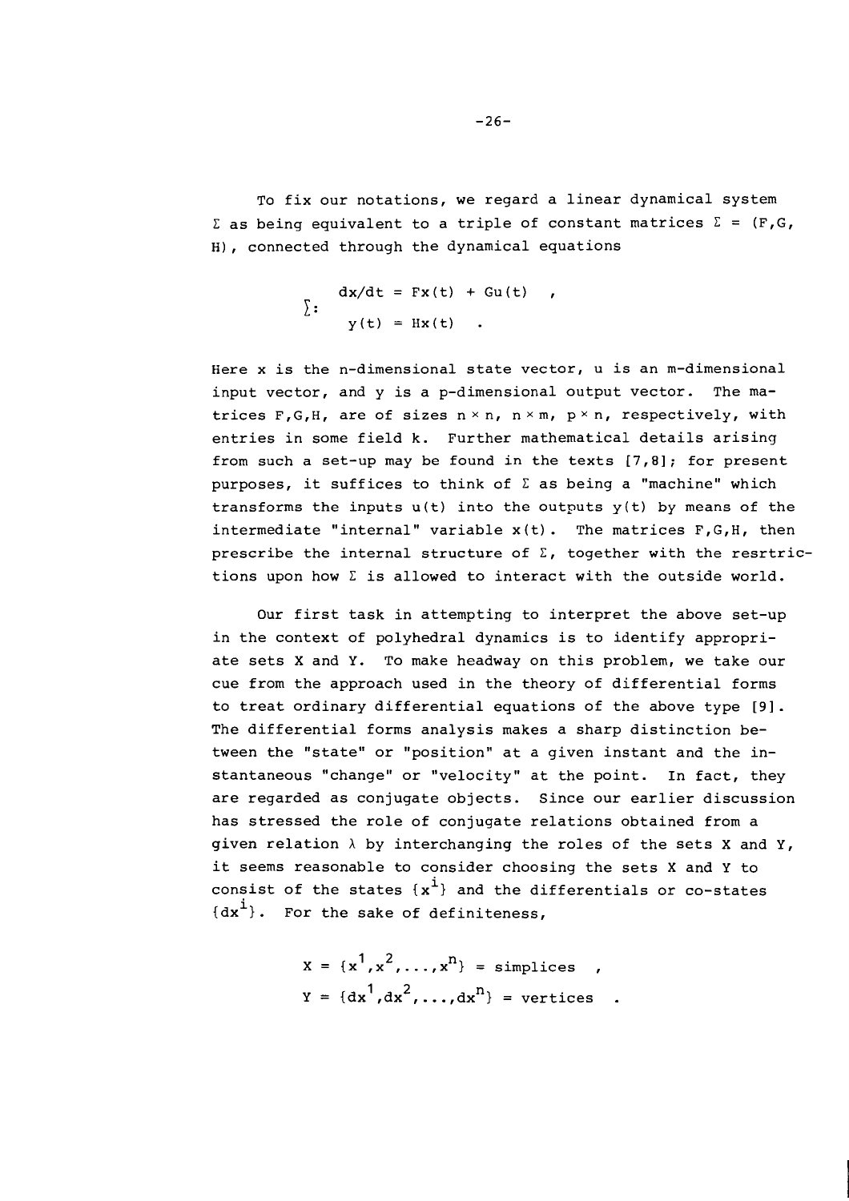To fix our notations, we regard a linear dynamical system $\Sigma$ as being equivalent to a triple of constant matrices $\Sigma = (F,G,H)$, connected through the dynamical equations

$$\Sigma: \quad \begin{aligned} dx/dt &= Fx(t) + Gu(t) \quad , \\ y(t) &= Hx(t) \quad . \end{aligned}$$

Here $x$ is the $n$-dimensional state vector, $u$ is an $m$-dimensional input vector, and $y$ is a $p$-dimensional output vector. The matrices $F,G,H$, are of sizes $n \times n$, $n \times m$, $p \times n$, respectively, with entries in some field $k$. Further mathematical details arising from such a set-up may be found in the texts [7,8]; for present purposes, it suffices to think of $\Sigma$ as being a "machine" which transforms the inputs $u(t)$ into the outputs $y(t)$ by means of the intermediate "internal" variable $x(t)$. The matrices $F,G,H$, then prescribe the internal structure of $\Sigma$, together with the resrtrictions upon how $\Sigma$ is allowed to interact with the outside world.

Our first task in attempting to interpret the above set-up in the context of polyhedral dynamics is to identify appropriate sets $X$ and $Y$. To make headway on this problem, we take our cue from the approach used in the theory of differential forms to treat ordinary differential equations of the above type [9]. The differential forms analysis makes a sharp distinction between the "state" or "position" at a given instant and the instantaneous "change" or "velocity" at the point. In fact, they are regarded as conjugate objects. Since our earlier discussion has stressed the role of conjugate relations obtained from a given relation $\lambda$ by interchanging the roles of the sets $X$ and $Y$, it seems reasonable to consider choosing the sets $X$ and $Y$ to consist of the states $\{x^i\}$ and the differentials or co-states $\{dx^i\}$. For the sake of definiteness,

$$X = \{x^1, x^2, \ldots, x^n\} = \text{simplices} \quad ,$$

$$Y = \{dx^1, dx^2, \ldots, dx^n\} = \text{vertices} \quad .$$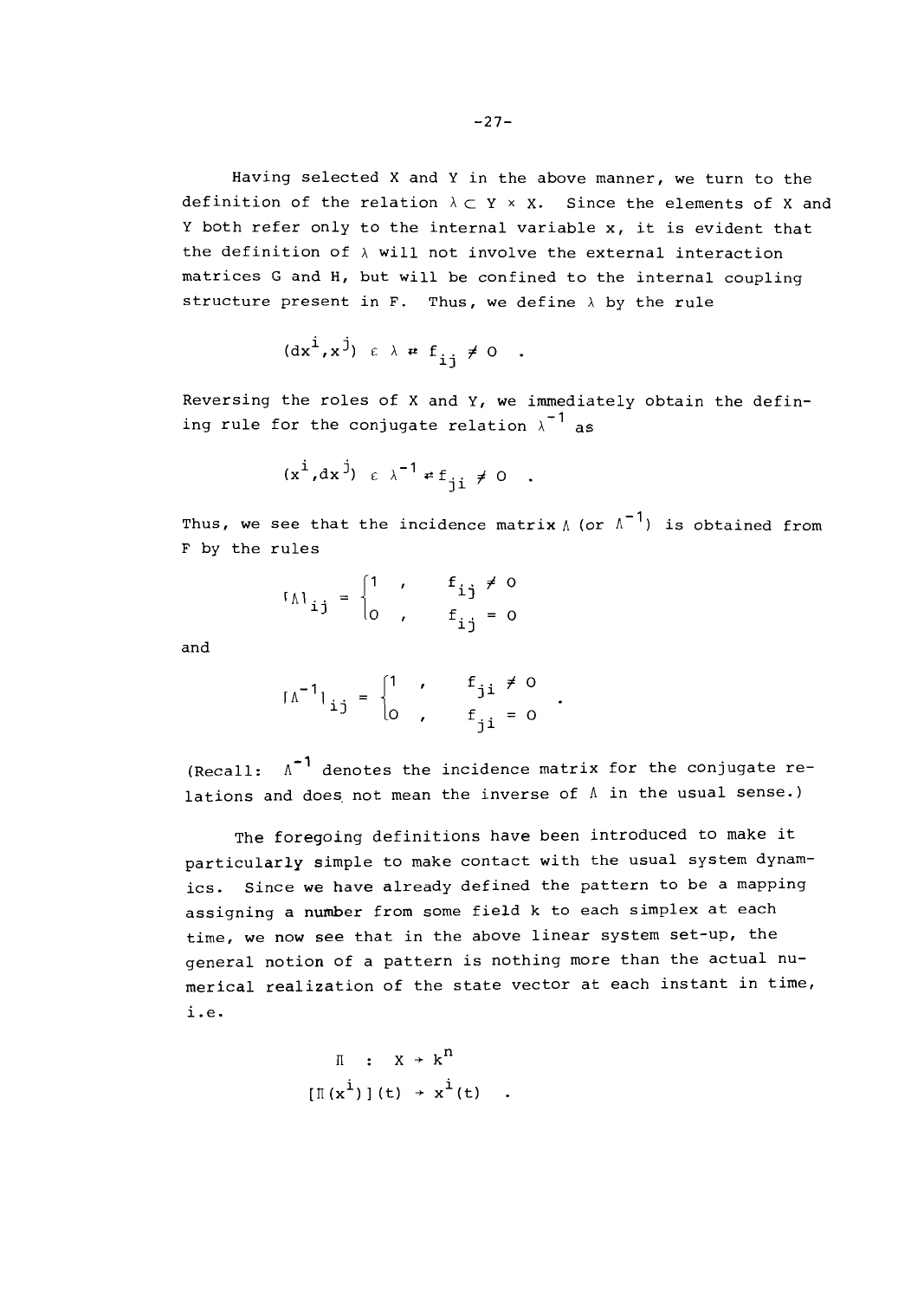Having selected X and Y in the above manner, we turn to the definition of the relation $\lambda \subset Y \times X$. Since the elements of X and Y both refer only to the internal variable x, it is evident that the definition of $\lambda$ will not involve the external interaction matrices G and H, but will be confined to the internal coupling structure present in F. Thus, we define $\lambda$ by the rule

$$(dx^i, x^j) \in \lambda \rightleftarrows f_{ij} \neq 0 \quad .$$

Reversing the roles of X and Y, we immediately obtain the defining rule for the conjugate relation $\lambda^{-1}$ as

$$(x^i, dx^j) \in \lambda^{-1} \rightleftarrows f_{ji} \neq 0 \quad .$$

Thus, we see that the incidence matrix $\Lambda$ (or $\Lambda^{-1}$) is obtained from F by the rules

$$[\Lambda]_{ij} = \begin{cases} 1 \ , & f_{ij} \neq 0 \\ 0 \ , & f_{ij} = 0 \end{cases}$$

and

$$[\Lambda^{-1}]_{ij} = \begin{cases} 1 \ , & f_{ji} \neq 0 \\ 0 \ , & f_{ji} = 0 \end{cases} \quad .$$

(Recall: $\Lambda^{-1}$ denotes the incidence matrix for the conjugate relations and does not mean the inverse of $\Lambda$ in the usual sense.)

The foregoing definitions have been introduced to make it particularly simple to make contact with the usual system dynamics. Since we have already defined the pattern to be a mapping assigning a number from some field k to each simplex at each time, we now see that in the above linear system set-up, the general notion of a pattern is nothing more than the actual numerical realization of the state vector at each instant in time, i.e.

$$\Pi \ : \ X \to k^n$$
$$[\Pi(x^i)](t) \to x^i(t) \quad .$$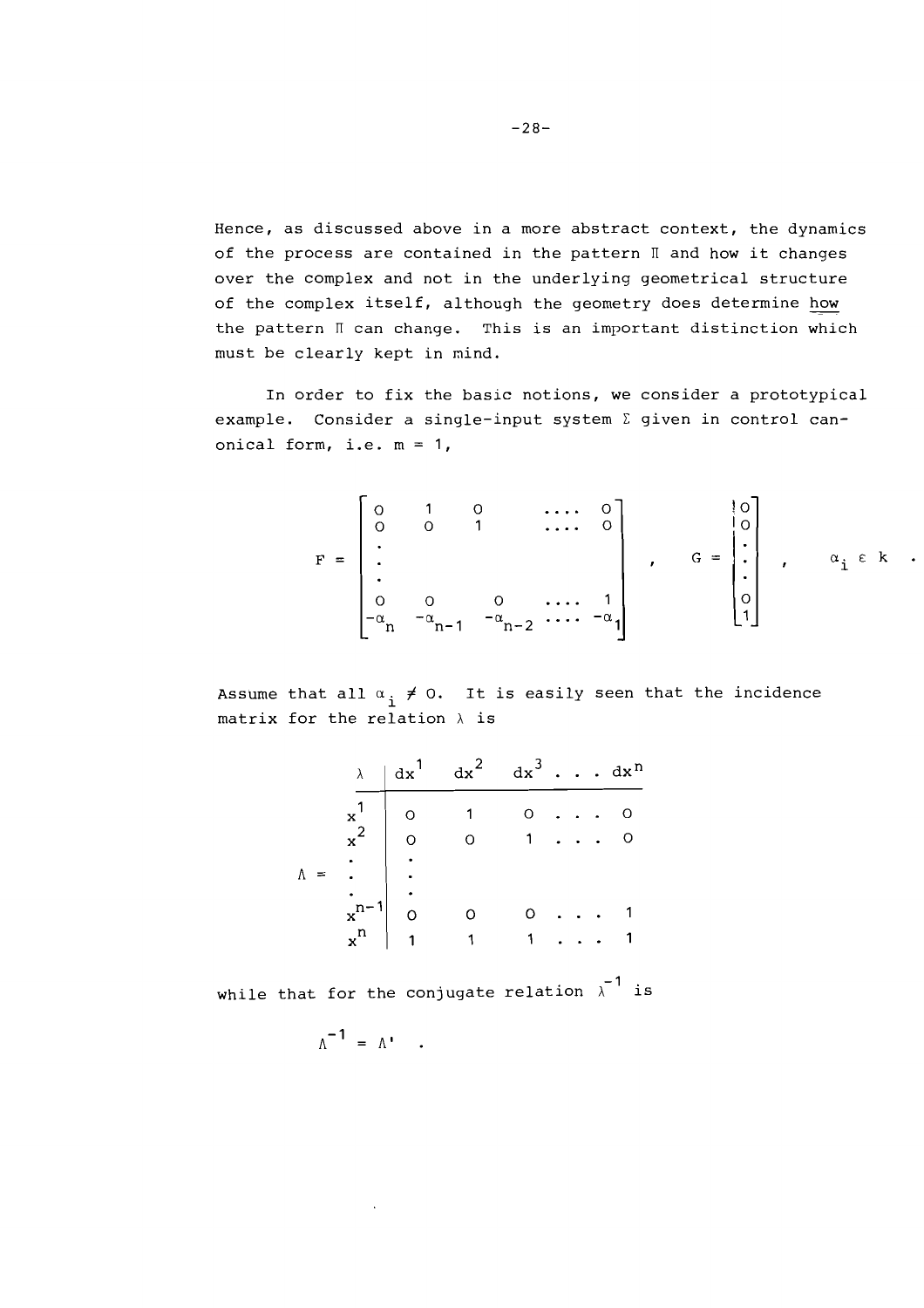Hence, as discussed above in a more abstract context, the dynamics of the process are contained in the pattern $\Pi$ and how it changes over the complex and not in the underlying geometrical structure of the complex itself, although the geometry does determine <u>how</u> the pattern $\Pi$ can change. This is an important distinction which must be clearly kept in mind.

In order to fix the basic notions, we consider a prototypical example. Consider a single-input system $\Sigma$ given in control canonical form, i.e. $m = 1$,

$$F = \begin{bmatrix} 0 & 1 & 0 & \cdots & 0 \\ 0 & 0 & 1 & \cdots & 0 \\ \vdots & & & & \\ 0 & 0 & 0 & \cdots & 1 \\ -\alpha_n & -\alpha_{n-1} & -\alpha_{n-2} & \cdots & -\alpha_1 \end{bmatrix}, \quad G = \begin{bmatrix} 0 \\ 0 \\ \vdots \\ 0 \\ 1 \end{bmatrix}, \quad \alpha_i \in k .$$

Assume that all $\alpha_i \neq 0$. It is easily seen that the incidence matrix for the relation $\lambda$ is

$$\Lambda = \begin{array}{c|ccccc} \lambda & dx^1 & dx^2 & dx^3 & \cdots & dx^n \\ \hline x^1 & 0 & 1 & 0 & \cdots & 0 \\ x^2 & 0 & 0 & 1 & \cdots & 0 \\ \vdots & \vdots & & & & \\ x^{n-1} & 0 & 0 & 0 & \cdots & 1 \\ x^n & 1 & 1 & 1 & \cdots & 1 \end{array}$$

while that for the conjugate relation $\lambda^{-1}$ is

$$\Lambda^{-1} = \Lambda' \quad .$$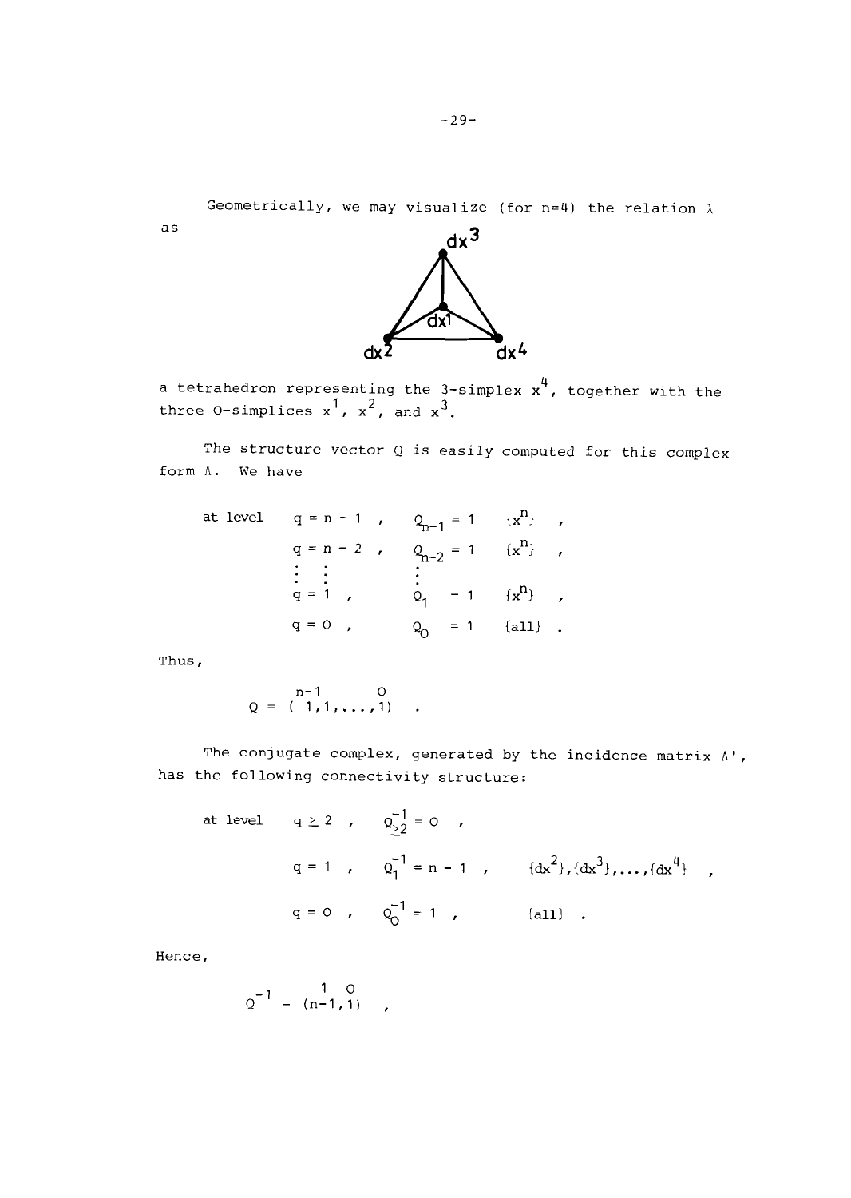Geometrically, we may visualize (for n=4) the relation $\lambda$ as

a tetrahedron representing the 3-simplex $x^4$, together with the three 0-simplices $x^1$, $x^2$, and $x^3$.

The structure vector $Q$ is easily computed for this complex form $\Lambda$. We have

$$
\begin{array}{lllll}
\text{at level} & q = n-1 \;, & Q_{n-1} = 1 & \{x^n\} & , \\
 & q = n-2 \;, & Q_{n-2} = 1 & \{x^n\} & , \\
 & \vdots \quad \vdots & \vdots & & \\
 & q = 1 \;, & Q_1 = 1 & \{x^n\} & , \\
 & q = 0 \;, & Q_0 = 1 & \{\text{all}\} & .
\end{array}
$$

Thus,

$$
Q = (\overset{n-1}{1},1,\ldots,\overset{0}{1}) \quad .
$$

The conjugate complex, generated by the incidence matrix $\Lambda'$, has the following connectivity structure:

$$
\begin{array}{llll}
\text{at level} & q \geq 2 \;, & Q^{-1}_{\geq 2} = 0 \;, & \\
 & q = 1 \;, & Q^{-1}_1 = n-1 \;, & \{dx^2\},\{dx^3\},\ldots,\{dx^4\} \;, \\
 & q = 0 \;, & Q^{-1}_0 = 1 \;, & \{\text{all}\} \;.
\end{array}
$$

Hence,

$$
Q^{-1} = (\overset{1}{n-1},\overset{0}{1}) \quad ,
$$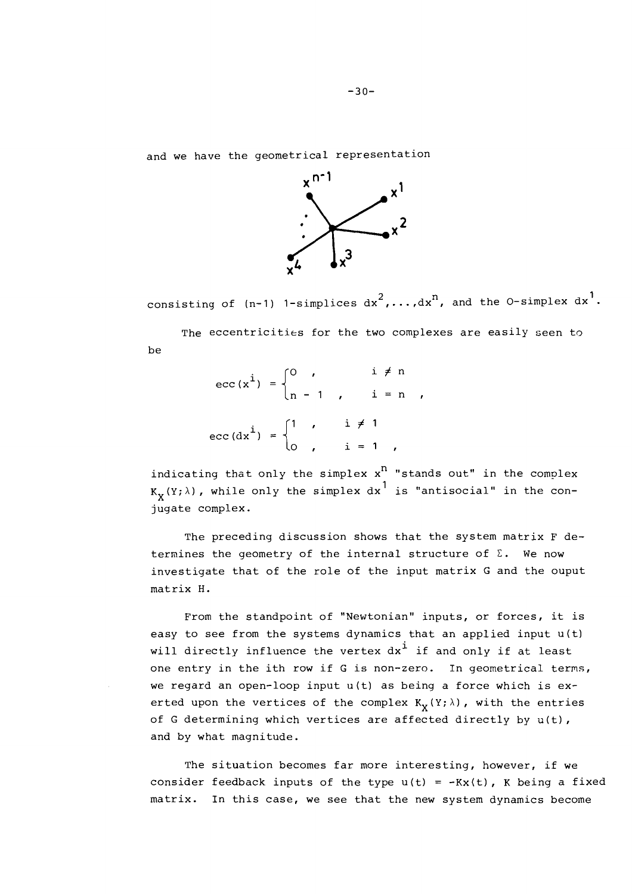and we have the geometrical representation

consisting of (n-1) 1-simplices $dx^2, \ldots, dx^n$, and the 0-simplex $dx^1$.

The eccentricities for the two complexes are easily seen to be

$$\mathrm{ecc}(x^i) = \begin{cases} 0 , & i \neq n \\ n-1 , & i = n , \end{cases}$$

$$\mathrm{ecc}(dx^i) = \begin{cases} 1 , & i \neq 1 \\ 0 , & i = 1 , \end{cases}$$

indicating that only the simplex $x^n$ "stands out" in the complex $K_X(Y;\lambda)$, while only the simplex $dx^1$ is "antisocial" in the conjugate complex.

The preceding discussion shows that the system matrix F determines the geometry of the internal structure of $\Sigma$. We now investigate that of the role of the input matrix G and the ouput matrix H.

From the standpoint of "Newtonian" inputs, or forces, it is easy to see from the systems dynamics that an applied input u(t) will directly influence the vertex $dx^i$ if and only if at least one entry in the ith row if G is non-zero. In geometrical terms, we regard an open-loop input u(t) as being a force which is exerted upon the vertices of the complex $K_X(Y;\lambda)$, with the entries of G determining which vertices are affected directly by u(t), and by what magnitude.

The situation becomes far more interesting, however, if we consider feedback inputs of the type $u(t) = -Kx(t)$, K being a fixed matrix. In this case, we see that the new system dynamics become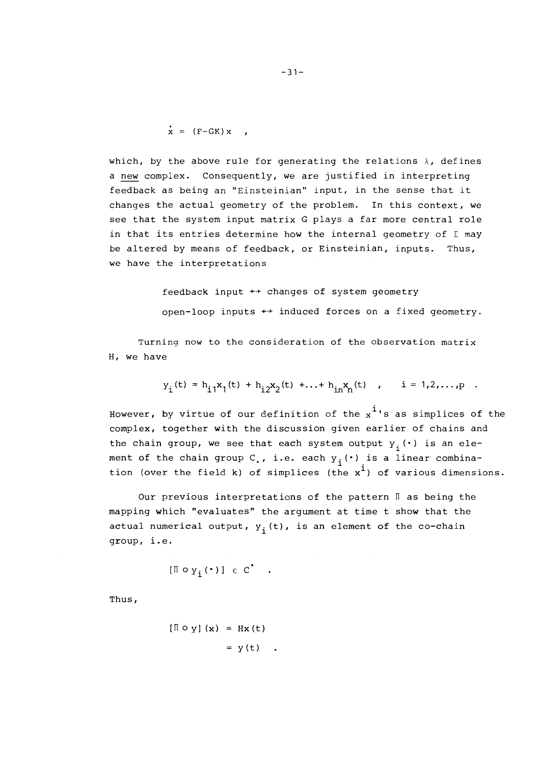$$\dot{x} = (F-GK)x \quad ,$$

which, by the above rule for generating the relations $\lambda$, defines a new complex. Consequently, we are justified in interpreting feedback as being an "Einsteinian" input, in the sense that it changes the actual geometry of the problem. In this context, we see that the system input matrix G plays a far more central role in that its entries determine how the internal geometry of $\Sigma$ may be altered by means of feedback, or Einsteinian, inputs. Thus, we have the interpretations

feedback input $\leftrightarrow$ changes of system geometry

open-loop inputs $\leftrightarrow$ induced forces on a fixed geometry.

Turning now to the consideration of the observation matrix H, we have

$$y_i(t) = h_{i1}x_1(t) + h_{i2}x_2(t) + \ldots + h_{in}x_n(t) \quad , \qquad i = 1,2,\ldots,p \quad .$$

However, by virtue of our definition of the $x^i$'s as simplices of the complex, together with the discussion given earlier of chains and the chain group, we see that each system output $y_i(\cdot)$ is an element of the chain group $C_{\bullet}$, i.e. each $y_i(\cdot)$ is a linear combination (over the field k) of simplices (the $x^i$) of various dimensions.

Our previous interpretations of the pattern $\Pi$ as being the mapping which "evaluates" the argument at time t show that the actual numerical output, $y_i(t)$, is an element of the co-chain group, i.e.

$$[\Pi \circ y_i(\cdot)] \in C^{\bullet} \quad .$$

Thus,

$$\begin{aligned} [\Pi \circ y](x) &= Hx(t) \\ &= y(t) \quad . \end{aligned}$$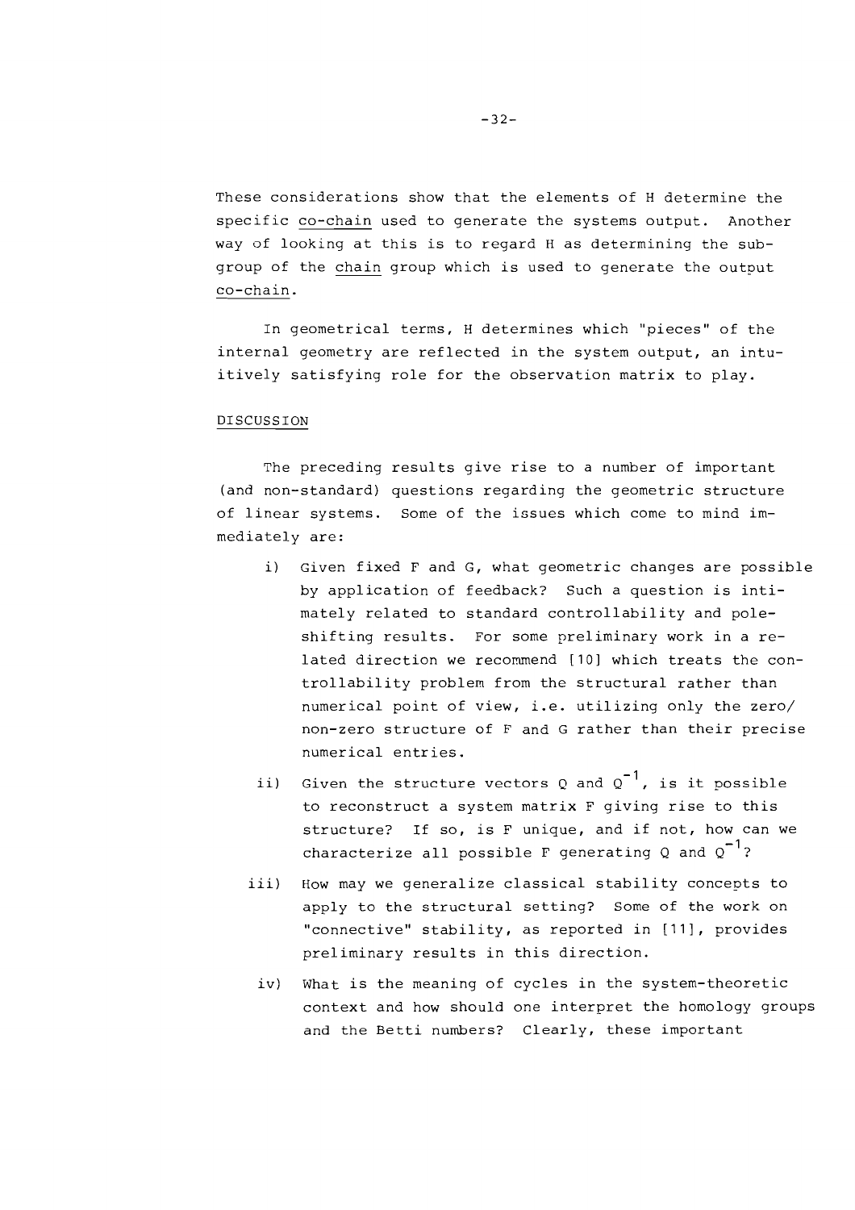These considerations show that the elements of H determine the specific co-chain used to generate the systems output. Another way of looking at this is to regard H as determining the subgroup of the chain group which is used to generate the output co-chain.

In geometrical terms, H determines which "pieces" of the internal geometry are reflected in the system output, an intuitively satisfying role for the observation matrix to play.

## DISCUSSION

The preceding results give rise to a number of important (and non-standard) questions regarding the geometric structure of linear systems. Some of the issues which come to mind immediately are:

i) Given fixed F and G, what geometric changes are possible by application of feedback? Such a question is intimately related to standard controllability and pole-shifting results. For some preliminary work in a related direction we recommend [10] which treats the controllability problem from the structural rather than numerical point of view, i.e. utilizing only the zero/non-zero structure of F and G rather than their precise numerical entries.

ii) Given the structure vectors Q and $Q^{-1}$, is it possible to reconstruct a system matrix F giving rise to this structure? If so, is F unique, and if not, how can we characterize all possible F generating Q and $Q^{-1}$?

iii) How may we generalize classical stability concepts to apply to the structural setting? Some of the work on "connective" stability, as reported in [11], provides preliminary results in this direction.

iv) What is the meaning of cycles in the system-theoretic context and how should one interpret the homology groups and the Betti numbers? Clearly, these important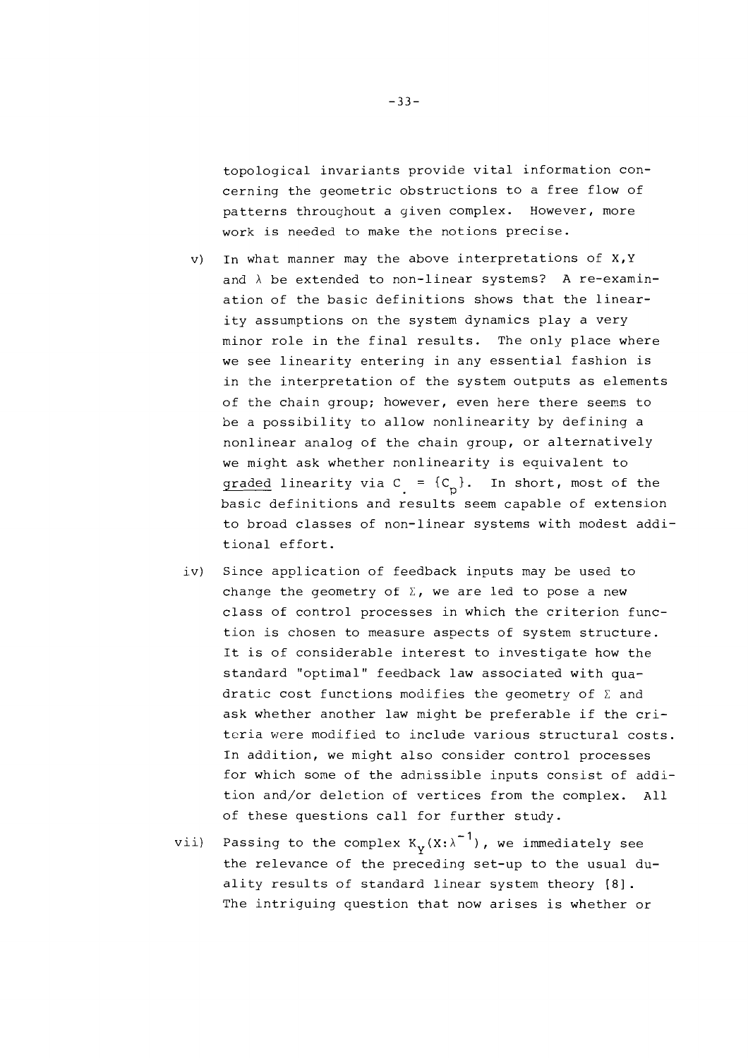topological invariants provide vital information concerning the geometric obstructions to a free flow of patterns throughout a given complex. However, more work is needed to make the notions precise.

v) In what manner may the above interpretations of $X, Y$ and $\lambda$ be extended to non-linear systems? A re-examination of the basic definitions shows that the linearity assumptions on the system dynamics play a very minor role in the final results. The only place where we see linearity entering in any essential fashion is in the interpretation of the system outputs as elements of the chain group; however, even here there seems to be a possibility to allow nonlinearity by defining a nonlinear analog of the chain group, or alternatively we might ask whether nonlinearity is equivalent to <u>graded</u> linearity via $C_{.} = \{C_p\}$. In short, most of the basic definitions and results seem capable of extension to broad classes of non-linear systems with modest additional effort.

iv) Since application of feedback inputs may be used to change the geometry of $\Sigma$, we are led to pose a new class of control processes in which the criterion function is chosen to measure aspects of system structure. It is of considerable interest to investigate how the standard "optimal" feedback law associated with quadratic cost functions modifies the geometry of $\Sigma$ and ask whether another law might be preferable if the criteria were modified to include various structural costs. In addition, we might also consider control processes for which some of the admissible inputs consist of addition and/or deletion of vertices from the complex. All of these questions call for further study.

vii) Passing to the complex $K_Y(X:\lambda^{-1})$, we immediately see the relevance of the preceding set-up to the usual duality results of standard linear system theory [8]. The intriguing question that now arises is whether or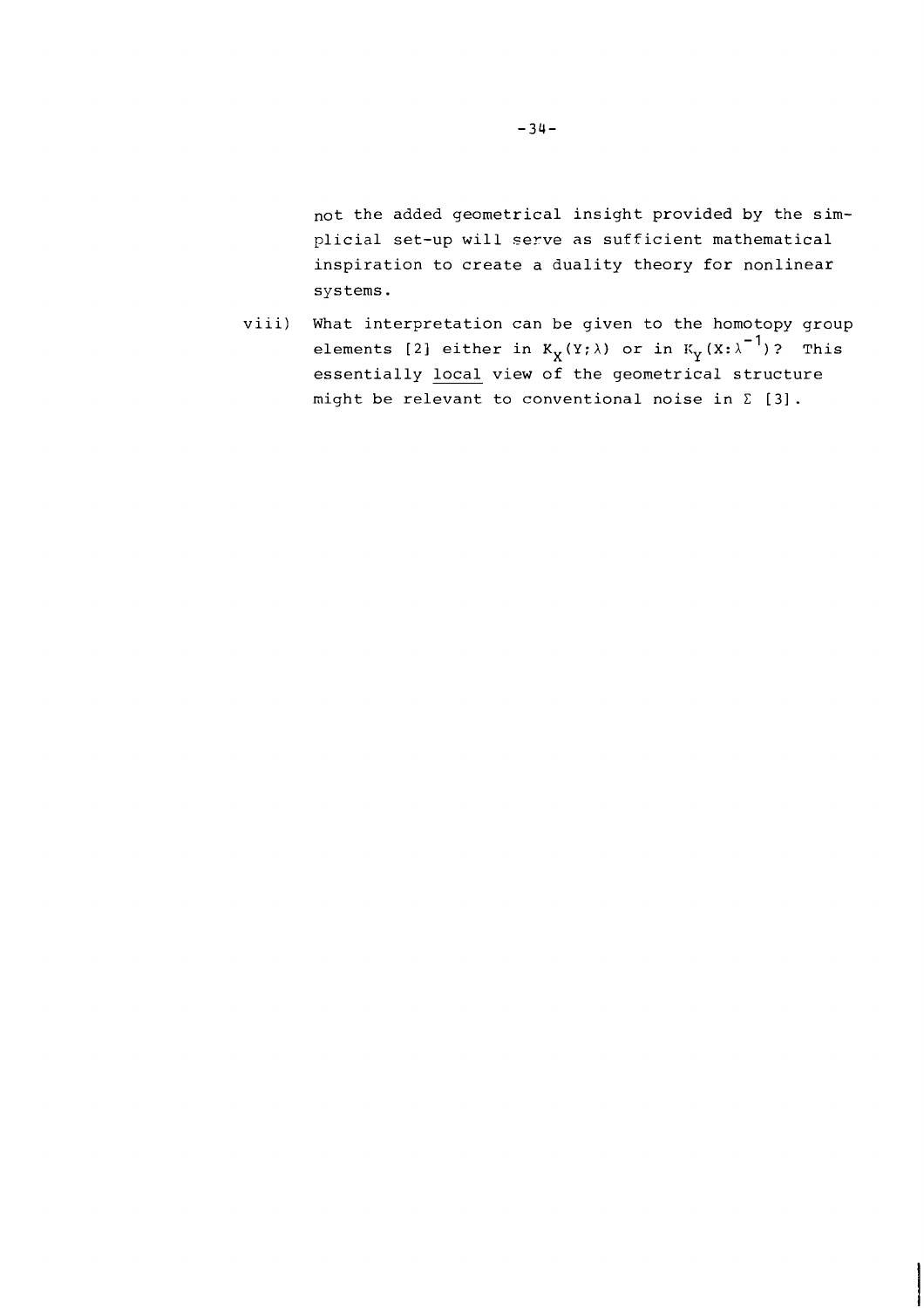not the added geometrical insight provided by the simplicial set-up will serve as sufficient mathematical inspiration to create a duality theory for nonlinear systems.

viii) What interpretation can be given to the homotopy group elements [2] either in $K_X(Y;\lambda)$ or in $K_Y(X:\lambda^{-1})$? This essentially <u>local</u> view of the geometrical structure might be relevant to conventional noise in $\Sigma$ [3].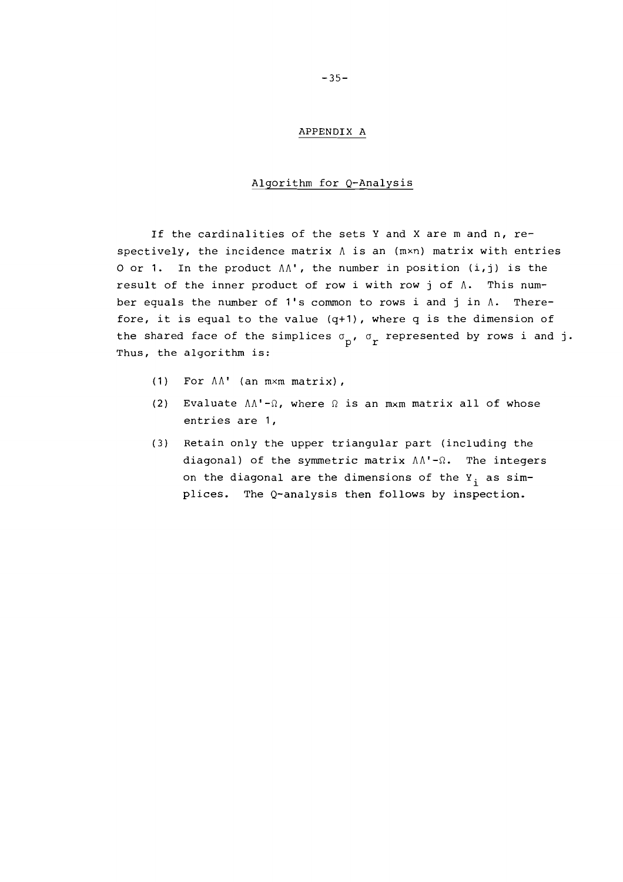## APPENDIX A

### Algorithm for Q-Analysis

If the cardinalities of the sets Y and X are m and n, respectively, the incidence matrix $\Lambda$ is an $(m\times n)$ matrix with entries 0 or 1. In the product $\Lambda\Lambda'$, the number in position $(i,j)$ is the result of the inner product of row i with row j of $\Lambda$. This number equals the number of 1's common to rows i and j in $\Lambda$. Therefore, it is equal to the value $(q+1)$, where q is the dimension of the shared face of the simplices $\sigma_p$, $\sigma_r$ represented by rows i and j. Thus, the algorithm is:

(1) For $\Lambda\Lambda'$ (an $m\times m$ matrix),

(2) Evaluate $\Lambda\Lambda'-\Omega$, where $\Omega$ is an $m\times m$ matrix all of whose entries are 1,

(3) Retain only the upper triangular part (including the diagonal) of the symmetric matrix $\Lambda\Lambda'-\Omega$. The integers on the diagonal are the dimensions of the $Y_i$ as simplices. The Q-analysis then follows by inspection.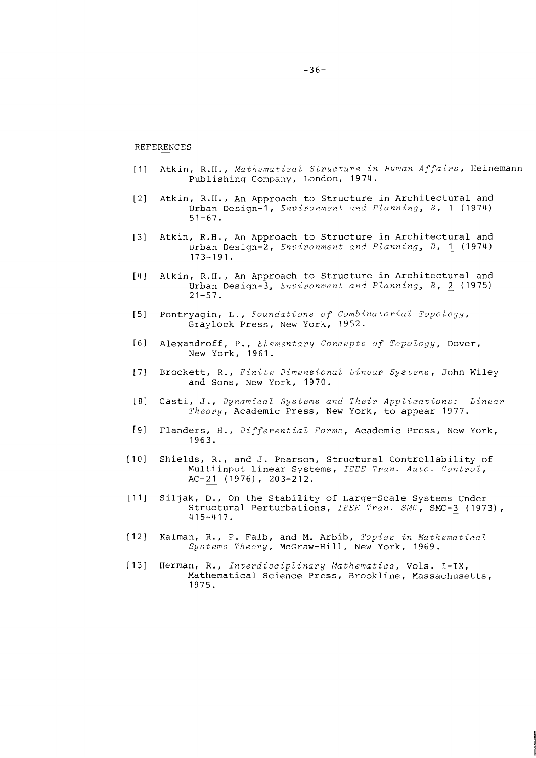## REFERENCES

[1] Atkin, R.H., *Mathematical Structure in Human Affairs*, Heinemann Publishing Company, London, 1974.

[2] Atkin, R.H., An Approach to Structure in Architectural and Urban Design-1, *Environment and Planning, B*, 1 (1974) 51-67.

[3] Atkin, R.H., An Approach to Structure in Architectural and Urban Design-2, *Environment and Planning, B*, 1 (1974) 173-191.

[4] Atkin, R.H., An Approach to Structure in Architectural and Urban Design-3, *Environment and Planning, B*, 2 (1975) 21-57.

[5] Pontryagin, L., *Foundations of Combinatorial Topology*, Graylock Press, New York, 1952.

[6] Alexandroff, P., *Elementary Concepts of Topology*, Dover, New York, 1961.

[7] Brockett, R., *Finite Dimensional Linear Systems*, John Wiley and Sons, New York, 1970.

[8] Casti, J., *Dynamical Systems and Their Applications: Linear Theory*, Academic Press, New York, to appear 1977.

[9] Flanders, H., *Differential Forms*, Academic Press, New York, 1963.

[10] Shields, R., and J. Pearson, Structural Controllability of Multiinput Linear Systems, *IEEE Tran. Auto. Control*, AC-21 (1976), 203-212.

[11] Siljak, D., On the Stability of Large-Scale Systems Under Structural Perturbations, *IEEE Tran. SMC*, SMC-3 (1973), 415-417.

[12] Kalman, R., P. Falb, and M. Arbib, *Topics in Mathematical Systems Theory*, McGraw-Hill, New York, 1969.

[13] Herman, R., *Interdisciplinary Mathematics*, Vols. I-IX, Mathematical Science Press, Brookline, Massachusetts, 1975.